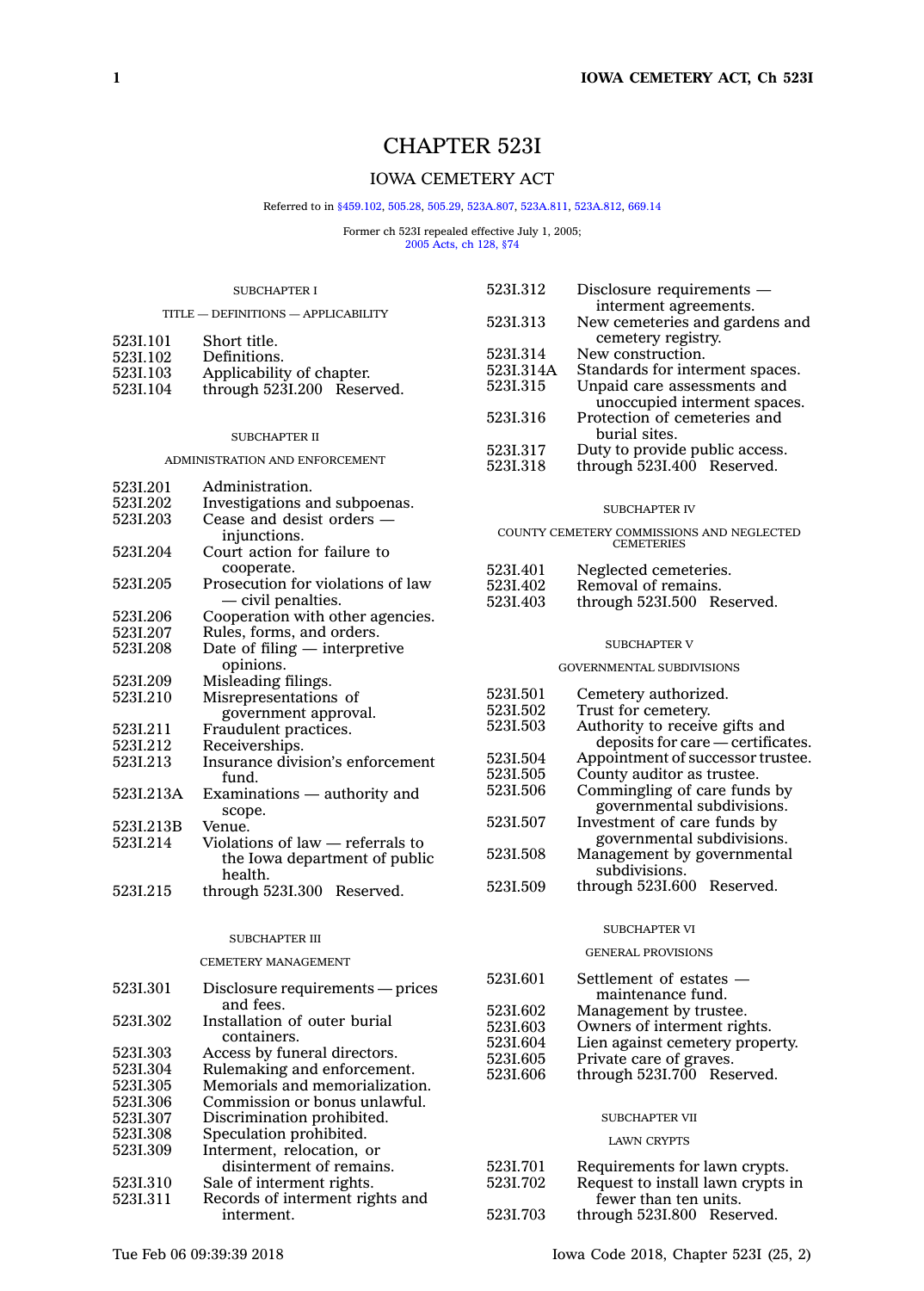# CHAPTER 523I

## IOWA CEMETERY ACT

Referred to in §459.102, 505.28, 505.29, 523A.807, 523A.811, 523A.812, 669.14

Former ch 523I repealed effective July 1, 2005; 2005 Acts, ch 128, §74

### SUBCHAPTER I

#### TITLE — DEFINITIONS — APPLICABILITY

| | |
|---|---|
| 523I.101 | Short title. |
| 523I.102 | Definitions. |
| 523I.103 | Applicability of chapter. |
| 523I.104 | through 523I.200 Reserved. |

### SUBCHAPTER II

#### ADMINISTRATION AND ENFORCEMENT

| | |
|---|---|
| 523I.201 | Administration. |
| 523I.202 | Investigations and subpoenas. |
| 523I.203 | Cease and desist orders — injunctions. |
| 523I.204 | Court action for failure to cooperate. |
| 523I.205 | Prosecution for violations of law — civil penalties. |
| 523I.206 | Cooperation with other agencies. |
| 523I.207 | Rules, forms, and orders. |
| 523I.208 | Date of filing — interpretive opinions. |
| 523I.209 | Misleading filings. |
| 523I.210 | Misrepresentations of government approval. |
| 523I.211 | Fraudulent practices. |
| 523I.212 | Receiverships. |
| 523I.213 | Insurance division's enforcement fund. |
| 523I.213A | Examinations — authority and scope. |
| 523I.213B | Venue. |
| 523I.214 | Violations of law — referrals to the Iowa department of public health. |
| 523I.215 | through 523I.300 Reserved. |

### SUBCHAPTER III

#### CEMETERY MANAGEMENT

| | |
|---|---|
| 523I.301 | Disclosure requirements — prices and fees. |
| 523I.302 | Installation of outer burial containers. |
| 523I.303 | Access by funeral directors. |
| 523I.304 | Rulemaking and enforcement. |
| 523I.305 | Memorials and memorialization. |
| 523I.306 | Commission or bonus unlawful. |
| 523I.307 | Discrimination prohibited. |
| 523I.308 | Speculation prohibited. |
| 523I.309 | Interment, relocation, or disinterment of remains. |
| 523I.310 | Sale of interment rights. |
| 523I.311 | Records of interment rights and interment. |
| 523I.312 | Disclosure requirements — interment agreements. |
| 523I.313 | New cemeteries and gardens and cemetery registry. |
| 523I.314 | New construction. |
| 523I.314A | Standards for interment spaces. |
| 523I.315 | Unpaid care assessments and unoccupied interment spaces. |
| 523I.316 | Protection of cemeteries and burial sites. |
| 523I.317 | Duty to provide public access. |
| 523I.318 | through 523I.400 Reserved. |

### SUBCHAPTER IV

#### COUNTY CEMETERY COMMISSIONS AND NEGLECTED CEMETERIES

| | |
|---|---|
| 523I.401 | Neglected cemeteries. |
| 523I.402 | Removal of remains. |
| 523I.403 | through 523I.500 Reserved. |

### SUBCHAPTER V

#### GOVERNMENTAL SUBDIVISIONS

| | |
|---|---|
| 523I.501 | Cemetery authorized. |
| 523I.502 | Trust for cemetery. |
| 523I.503 | Authority to receive gifts and deposits for care — certificates. |
| 523I.504 | Appointment of successor trustee. |
| 523I.505 | County auditor as trustee. |
| 523I.506 | Commingling of care funds by governmental subdivisions. |
| 523I.507 | Investment of care funds by governmental subdivisions. |
| 523I.508 | Management by governmental subdivisions. |
| 523I.509 | through 523I.600 Reserved. |

### SUBCHAPTER VI

#### GENERAL PROVISIONS

| | |
|---|---|
| 523I.601 | Settlement of estates — maintenance fund. |
| 523I.602 | Management by trustee. |
| 523I.603 | Owners of interment rights. |
| 523I.604 | Lien against cemetery property. |
| 523I.605 | Private care of graves. |
| 523I.606 | through 523I.700 Reserved. |

### SUBCHAPTER VII

#### LAWN CRYPTS

| | |
|---|---|
| 523I.701 | Requirements for lawn crypts. |
| 523I.702 | Request to install lawn crypts in fewer than ten units. |
| 523I.703 | through 523I.800 Reserved. |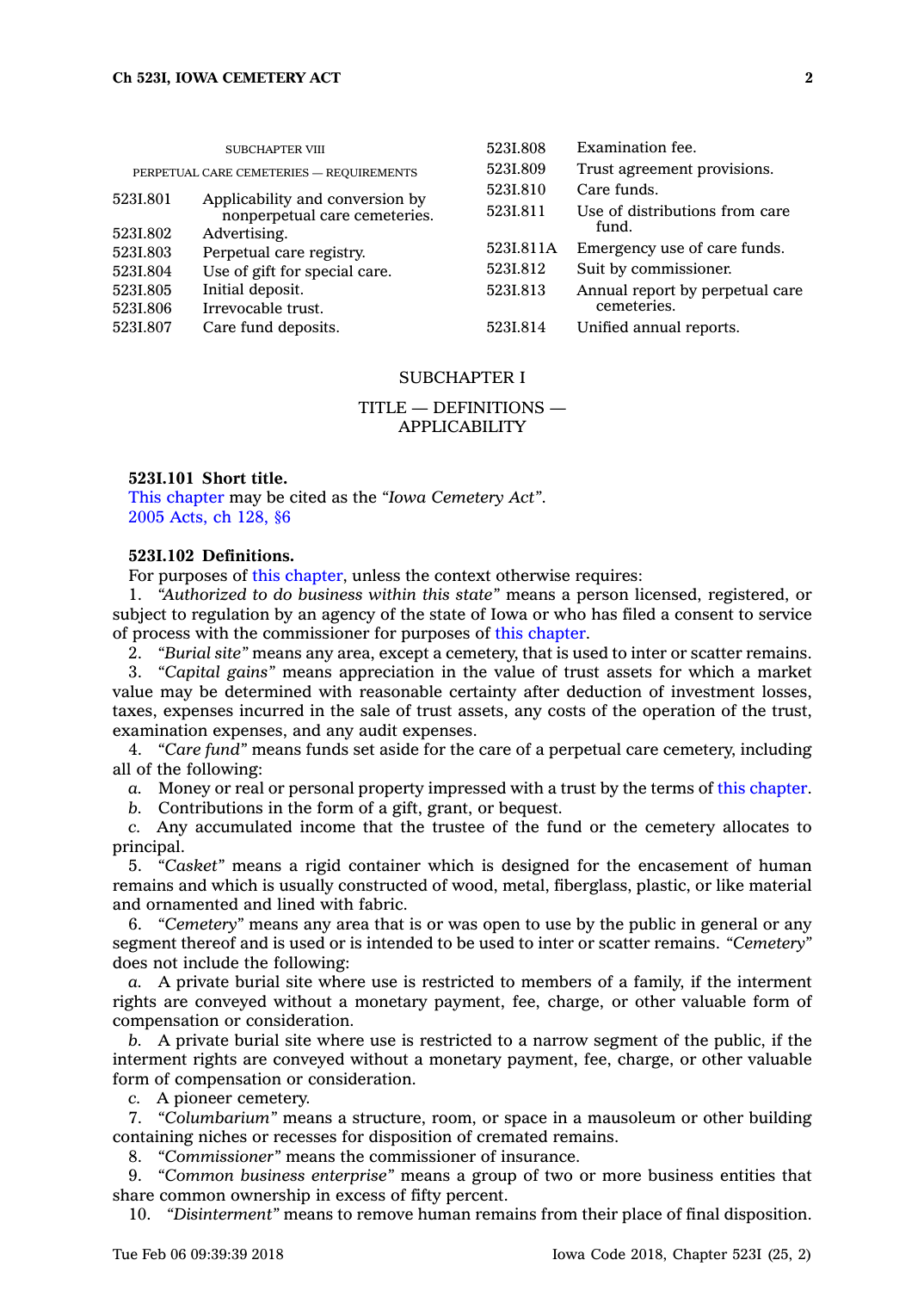SUBCHAPTER VIII

PERPETUAL CARE CEMETERIES — REQUIREMENTS

| | |
|---|---|
| 523I.801 | Applicability and conversion by nonperpetual care cemeteries. |
| 523I.802 | Advertising. |
| 523I.803 | Perpetual care registry. |
| 523I.804 | Use of gift for special care. |
| 523I.805 | Initial deposit. |
| 523I.806 | Irrevocable trust. |
| 523I.807 | Care fund deposits. |
| 523I.808 | Examination fee. |
| 523I.809 | Trust agreement provisions. |
| 523I.810 | Care funds. |
| 523I.811 | Use of distributions from care fund. |
| 523I.811A | Emergency use of care funds. |
| 523I.812 | Suit by commissioner. |
| 523I.813 | Annual report by perpetual care cemeteries. |
| 523I.814 | Unified annual reports. |

## SUBCHAPTER I

## TITLE — DEFINITIONS — APPLICABILITY

**523I.101 Short title.**

This chapter may be cited as the *"Iowa Cemetery Act"*.

2005 Acts, ch 128, §6

**523I.102 Definitions.**

For purposes of this chapter, unless the context otherwise requires:

1. *"Authorized to do business within this state"* means a person licensed, registered, or subject to regulation by an agency of the state of Iowa or who has filed a consent to service of process with the commissioner for purposes of this chapter.

2. *"Burial site"* means any area, except a cemetery, that is used to inter or scatter remains.

3. *"Capital gains"* means appreciation in the value of trust assets for which a market value may be determined with reasonable certainty after deduction of investment losses, taxes, expenses incurred in the sale of trust assets, any costs of the operation of the trust, examination expenses, and any audit expenses.

4. *"Care fund"* means funds set aside for the care of a perpetual care cemetery, including all of the following:

*a.* Money or real or personal property impressed with a trust by the terms of this chapter.

*b.* Contributions in the form of a gift, grant, or bequest.

*c.* Any accumulated income that the trustee of the fund or the cemetery allocates to principal.

5. *"Casket"* means a rigid container which is designed for the encasement of human remains and which is usually constructed of wood, metal, fiberglass, plastic, or like material and ornamented and lined with fabric.

6. *"Cemetery"* means any area that is or was open to use by the public in general or any segment thereof and is used or is intended to be used to inter or scatter remains. *"Cemetery"* does not include the following:

*a.* A private burial site where use is restricted to members of a family, if the interment rights are conveyed without a monetary payment, fee, charge, or other valuable form of compensation or consideration.

*b.* A private burial site where use is restricted to a narrow segment of the public, if the interment rights are conveyed without a monetary payment, fee, charge, or other valuable form of compensation or consideration.

*c.* A pioneer cemetery.

7. *"Columbarium"* means a structure, room, or space in a mausoleum or other building containing niches or recesses for disposition of cremated remains.

8. *"Commissioner"* means the commissioner of insurance.

9. *"Common business enterprise"* means a group of two or more business entities that share common ownership in excess of fifty percent.

10. *"Disinterment"* means to remove human remains from their place of final disposition.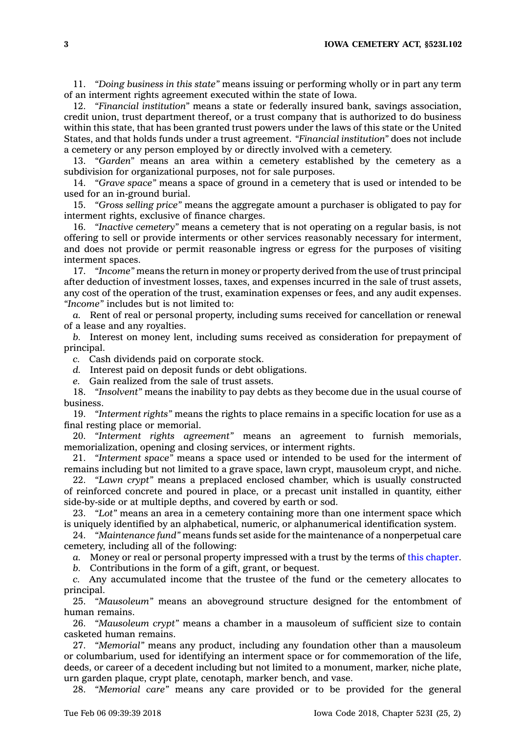11. *"Doing business in this state"* means issuing or performing wholly or in part any term of an interment rights agreement executed within the state of Iowa.

12. *"Financial institution"* means a state or federally insured bank, savings association, credit union, trust department thereof, or a trust company that is authorized to do business within this state, that has been granted trust powers under the laws of this state or the United States, and that holds funds under a trust agreement. *"Financial institution"* does not include a cemetery or any person employed by or directly involved with a cemetery.

13. *"Garden"* means an area within a cemetery established by the cemetery as a subdivision for organizational purposes, not for sale purposes.

14. *"Grave space"* means a space of ground in a cemetery that is used or intended to be used for an in-ground burial.

15. *"Gross selling price"* means the aggregate amount a purchaser is obligated to pay for interment rights, exclusive of finance charges.

16. *"Inactive cemetery"* means a cemetery that is not operating on a regular basis, is not offering to sell or provide interments or other services reasonably necessary for interment, and does not provide or permit reasonable ingress or egress for the purposes of visiting interment spaces.

17. *"Income"* means the return in money or property derived from the use of trust principal after deduction of investment losses, taxes, and expenses incurred in the sale of trust assets, any cost of the operation of the trust, examination expenses or fees, and any audit expenses. *"Income"* includes but is not limited to:

*a.* Rent of real or personal property, including sums received for cancellation or renewal of a lease and any royalties.

*b.* Interest on money lent, including sums received as consideration for prepayment of principal.

*c.* Cash dividends paid on corporate stock.

*d.* Interest paid on deposit funds or debt obligations.

*e.* Gain realized from the sale of trust assets.

18. *"Insolvent"* means the inability to pay debts as they become due in the usual course of business.

19. *"Interment rights"* means the rights to place remains in a specific location for use as a final resting place or memorial.

20. *"Interment rights agreement"* means an agreement to furnish memorials, memorialization, opening and closing services, or interment rights.

21. *"Interment space"* means a space used or intended to be used for the interment of remains including but not limited to a grave space, lawn crypt, mausoleum crypt, and niche.

22. *"Lawn crypt"* means a preplaced enclosed chamber, which is usually constructed of reinforced concrete and poured in place, or a precast unit installed in quantity, either side-by-side or at multiple depths, and covered by earth or sod.

23. *"Lot"* means an area in a cemetery containing more than one interment space which is uniquely identified by an alphabetical, numeric, or alphanumerical identification system.

24. *"Maintenance fund"* means funds set aside for the maintenance of a nonperpetual care cemetery, including all of the following:

*a.* Money or real or personal property impressed with a trust by the terms of this chapter.

*b.* Contributions in the form of a gift, grant, or bequest.

*c.* Any accumulated income that the trustee of the fund or the cemetery allocates to principal.

25. *"Mausoleum"* means an aboveground structure designed for the entombment of human remains.

26. *"Mausoleum crypt"* means a chamber in a mausoleum of sufficient size to contain casketed human remains.

27. *"Memorial"* means any product, including any foundation other than a mausoleum or columbarium, used for identifying an interment space or for commemoration of the life, deeds, or career of a decedent including but not limited to a monument, marker, niche plate, urn garden plaque, crypt plate, cenotaph, marker bench, and vase.

28. *"Memorial care"* means any care provided or to be provided for the general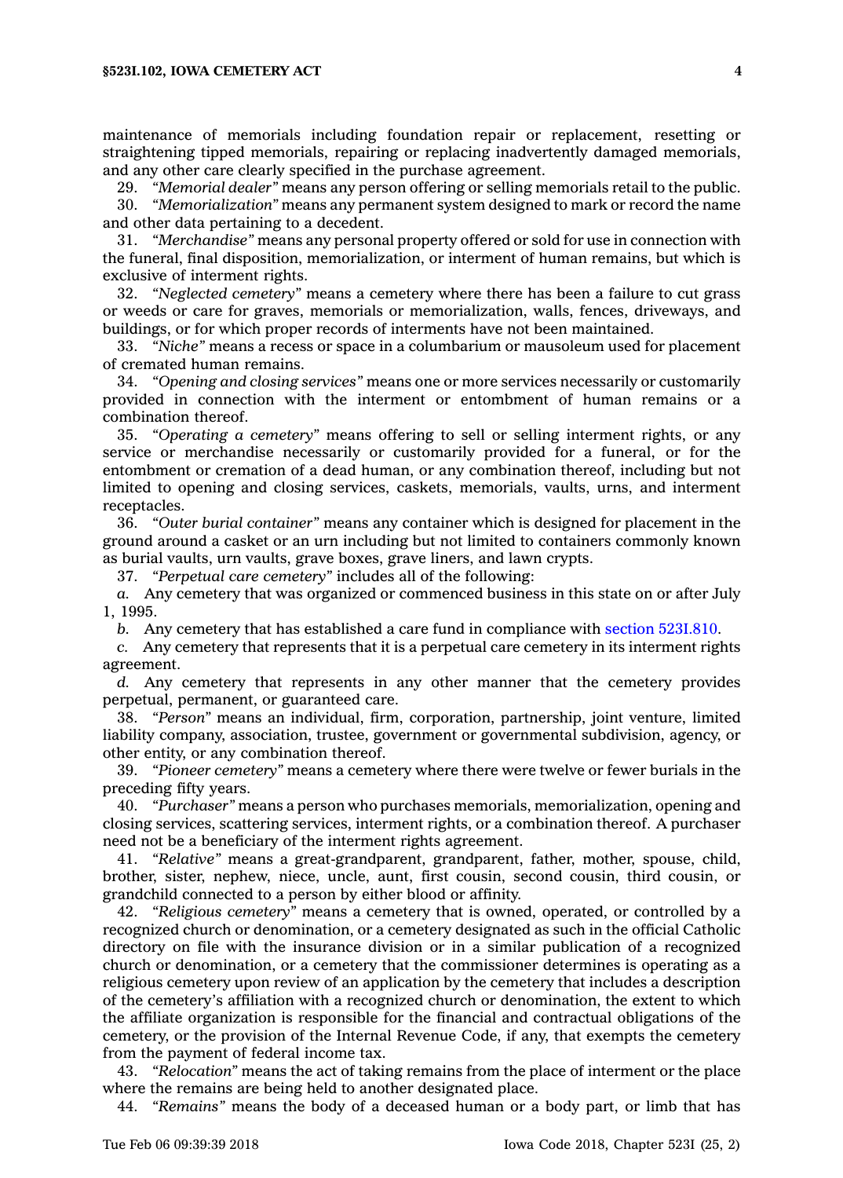maintenance of memorials including foundation repair or replacement, resetting or straightening tipped memorials, repairing or replacing inadvertently damaged memorials, and any other care clearly specified in the purchase agreement.

29. *"Memorial dealer"* means any person offering or selling memorials retail to the public.

30. *"Memorialization"* means any permanent system designed to mark or record the name and other data pertaining to a decedent.

31. *"Merchandise"* means any personal property offered or sold for use in connection with the funeral, final disposition, memorialization, or interment of human remains, but which is exclusive of interment rights.

32. *"Neglected cemetery"* means a cemetery where there has been a failure to cut grass or weeds or care for graves, memorials or memorialization, walls, fences, driveways, and buildings, or for which proper records of interments have not been maintained.

33. *"Niche"* means a recess or space in a columbarium or mausoleum used for placement of cremated human remains.

34. *"Opening and closing services"* means one or more services necessarily or customarily provided in connection with the interment or entombment of human remains or a combination thereof.

35. *"Operating a cemetery"* means offering to sell or selling interment rights, or any service or merchandise necessarily or customarily provided for a funeral, or for the entombment or cremation of a dead human, or any combination thereof, including but not limited to opening and closing services, caskets, memorials, vaults, urns, and interment receptacles.

36. *"Outer burial container"* means any container which is designed for placement in the ground around a casket or an urn including but not limited to containers commonly known as burial vaults, urn vaults, grave boxes, grave liners, and lawn crypts.

37. *"Perpetual care cemetery"* includes all of the following:

*a.* Any cemetery that was organized or commenced business in this state on or after July 1, 1995.

*b.* Any cemetery that has established a care fund in compliance with section 523I.810.

*c.* Any cemetery that represents that it is a perpetual care cemetery in its interment rights agreement.

*d.* Any cemetery that represents in any other manner that the cemetery provides perpetual, permanent, or guaranteed care.

38. *"Person"* means an individual, firm, corporation, partnership, joint venture, limited liability company, association, trustee, government or governmental subdivision, agency, or other entity, or any combination thereof.

39. *"Pioneer cemetery"* means a cemetery where there were twelve or fewer burials in the preceding fifty years.

40. *"Purchaser"* means a person who purchases memorials, memorialization, opening and closing services, scattering services, interment rights, or a combination thereof. A purchaser need not be a beneficiary of the interment rights agreement.

41. *"Relative"* means a great-grandparent, grandparent, father, mother, spouse, child, brother, sister, nephew, niece, uncle, aunt, first cousin, second cousin, third cousin, or grandchild connected to a person by either blood or affinity.

42. *"Religious cemetery"* means a cemetery that is owned, operated, or controlled by a recognized church or denomination, or a cemetery designated as such in the official Catholic directory on file with the insurance division or in a similar publication of a recognized church or denomination, or a cemetery that the commissioner determines is operating as a religious cemetery upon review of an application by the cemetery that includes a description of the cemetery's affiliation with a recognized church or denomination, the extent to which the affiliate organization is responsible for the financial and contractual obligations of the cemetery, or the provision of the Internal Revenue Code, if any, that exempts the cemetery from the payment of federal income tax.

43. *"Relocation"* means the act of taking remains from the place of interment or the place where the remains are being held to another designated place.

44. *"Remains"* means the body of a deceased human or a body part, or limb that has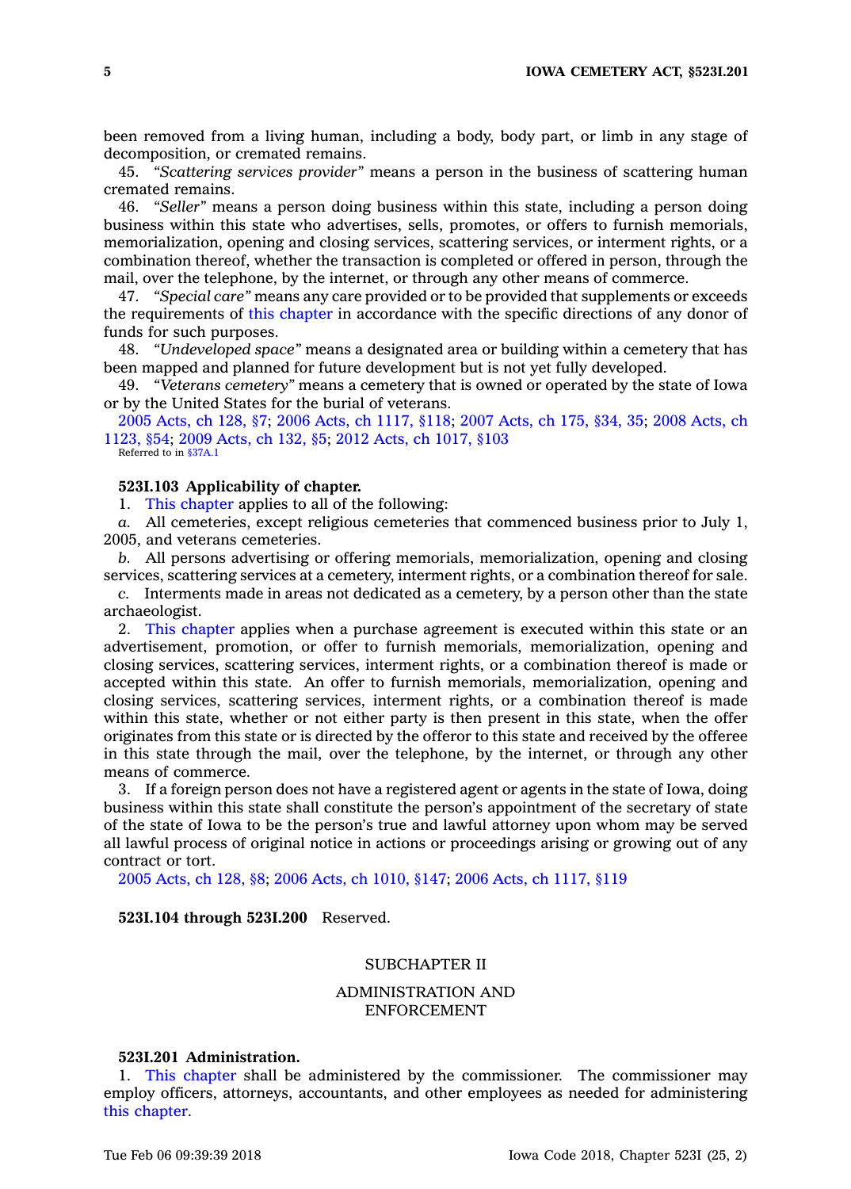been removed from a living human, including a body, body part, or limb in any stage of decomposition, or cremated remains.

45. *"Scattering services provider"* means a person in the business of scattering human cremated remains.

46. *"Seller"* means a person doing business within this state, including a person doing business within this state who advertises, sells, promotes, or offers to furnish memorials, memorialization, opening and closing services, scattering services, or interment rights, or a combination thereof, whether the transaction is completed or offered in person, through the mail, over the telephone, by the internet, or through any other means of commerce.

47. *"Special care"* means any care provided or to be provided that supplements or exceeds the requirements of this chapter in accordance with the specific directions of any donor of funds for such purposes.

48. *"Undeveloped space"* means a designated area or building within a cemetery that has been mapped and planned for future development but is not yet fully developed.

49. *"Veterans cemetery"* means a cemetery that is owned or operated by the state of Iowa or by the United States for the burial of veterans.

2005 Acts, ch 128, §7; 2006 Acts, ch 1117, §118; 2007 Acts, ch 175, §34, 35; 2008 Acts, ch 1123, §54; 2009 Acts, ch 132, §5; 2012 Acts, ch 1017, §103
Referred to in §37A.1

**523I.103 Applicability of chapter.**

1. This chapter applies to all of the following:

*a.* All cemeteries, except religious cemeteries that commenced business prior to July 1, 2005, and veterans cemeteries.

*b.* All persons advertising or offering memorials, memorialization, opening and closing services, scattering services at a cemetery, interment rights, or a combination thereof for sale.

*c.* Interments made in areas not dedicated as a cemetery, by a person other than the state archaeologist.

2. This chapter applies when a purchase agreement is executed within this state or an advertisement, promotion, or offer to furnish memorials, memorialization, opening and closing services, scattering services, interment rights, or a combination thereof is made or accepted within this state. An offer to furnish memorials, memorialization, opening and closing services, scattering services, interment rights, or a combination thereof is made within this state, whether or not either party is then present in this state, when the offer originates from this state or is directed by the offeror to this state and received by the offeree in this state through the mail, over the telephone, by the internet, or through any other means of commerce.

3. If a foreign person does not have a registered agent or agents in the state of Iowa, doing business within this state shall constitute the person's appointment of the secretary of state of the state of Iowa to be the person's true and lawful attorney upon whom may be served all lawful process of original notice in actions or proceedings arising or growing out of any contract or tort.

2005 Acts, ch 128, §8; 2006 Acts, ch 1010, §147; 2006 Acts, ch 1117, §119

**523I.104 through 523I.200** Reserved.

## SUBCHAPTER II

## ADMINISTRATION AND ENFORCEMENT

**523I.201 Administration.**

1. This chapter shall be administered by the commissioner. The commissioner may employ officers, attorneys, accountants, and other employees as needed for administering this chapter.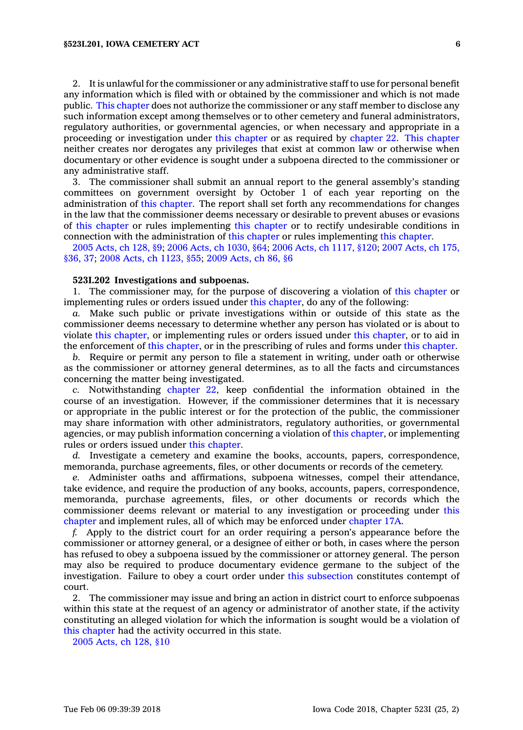2. It is unlawful for the commissioner or any administrative staff to use for personal benefit any information which is filed with or obtained by the commissioner and which is not made public. This chapter does not authorize the commissioner or any staff member to disclose any such information except among themselves or to other cemetery and funeral administrators, regulatory authorities, or governmental agencies, or when necessary and appropriate in a proceeding or investigation under this chapter or as required by chapter 22. This chapter neither creates nor derogates any privileges that exist at common law or otherwise when documentary or other evidence is sought under a subpoena directed to the commissioner or any administrative staff.

3. The commissioner shall submit an annual report to the general assembly's standing committees on government oversight by October 1 of each year reporting on the administration of this chapter. The report shall set forth any recommendations for changes in the law that the commissioner deems necessary or desirable to prevent abuses or evasions of this chapter or rules implementing this chapter or to rectify undesirable conditions in connection with the administration of this chapter or rules implementing this chapter.

2005 Acts, ch 128, §9; 2006 Acts, ch 1030, §64; 2006 Acts, ch 1117, §120; 2007 Acts, ch 175, §36, 37; 2008 Acts, ch 1123, §55; 2009 Acts, ch 86, §6

**523I.202 Investigations and subpoenas.**

1. The commissioner may, for the purpose of discovering a violation of this chapter or implementing rules or orders issued under this chapter, do any of the following:

*a.* Make such public or private investigations within or outside of this state as the commissioner deems necessary to determine whether any person has violated or is about to violate this chapter, or implementing rules or orders issued under this chapter, or to aid in the enforcement of this chapter, or in the prescribing of rules and forms under this chapter.

*b.* Require or permit any person to file a statement in writing, under oath or otherwise as the commissioner or attorney general determines, as to all the facts and circumstances concerning the matter being investigated.

*c.* Notwithstanding chapter 22, keep confidential the information obtained in the course of an investigation. However, if the commissioner determines that it is necessary or appropriate in the public interest or for the protection of the public, the commissioner may share information with other administrators, regulatory authorities, or governmental agencies, or may publish information concerning a violation of this chapter, or implementing rules or orders issued under this chapter.

*d.* Investigate a cemetery and examine the books, accounts, papers, correspondence, memoranda, purchase agreements, files, or other documents or records of the cemetery.

*e.* Administer oaths and affirmations, subpoena witnesses, compel their attendance, take evidence, and require the production of any books, accounts, papers, correspondence, memoranda, purchase agreements, files, or other documents or records which the commissioner deems relevant or material to any investigation or proceeding under this chapter and implement rules, all of which may be enforced under chapter 17A.

*f.* Apply to the district court for an order requiring a person's appearance before the commissioner or attorney general, or a designee of either or both, in cases where the person has refused to obey a subpoena issued by the commissioner or attorney general. The person may also be required to produce documentary evidence germane to the subject of the investigation. Failure to obey a court order under this subsection constitutes contempt of court.

2. The commissioner may issue and bring an action in district court to enforce subpoenas within this state at the request of an agency or administrator of another state, if the activity constituting an alleged violation for which the information is sought would be a violation of this chapter had the activity occurred in this state.

2005 Acts, ch 128, §10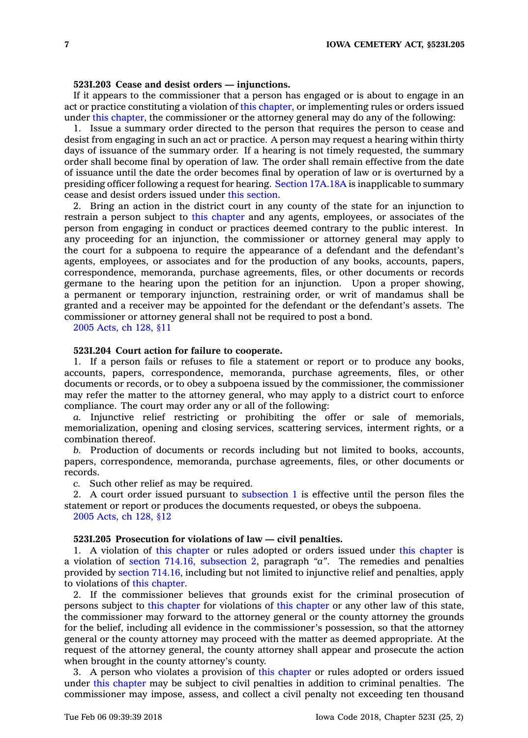**523I.203 Cease and desist orders — injunctions.**

If it appears to the commissioner that a person has engaged or is about to engage in an act or practice constituting a violation of this chapter, or implementing rules or orders issued under this chapter, the commissioner or the attorney general may do any of the following:

1. Issue a summary order directed to the person that requires the person to cease and desist from engaging in such an act or practice. A person may request a hearing within thirty days of issuance of the summary order. If a hearing is not timely requested, the summary order shall become final by operation of law. The order shall remain effective from the date of issuance until the date the order becomes final by operation of law or is overturned by a presiding officer following a request for hearing. Section 17A.18A is inapplicable to summary cease and desist orders issued under this section.

2. Bring an action in the district court in any county of the state for an injunction to restrain a person subject to this chapter and any agents, employees, or associates of the person from engaging in conduct or practices deemed contrary to the public interest. In any proceeding for an injunction, the commissioner or attorney general may apply to the court for a subpoena to require the appearance of a defendant and the defendant's agents, employees, or associates and for the production of any books, accounts, papers, correspondence, memoranda, purchase agreements, files, or other documents or records germane to the hearing upon the petition for an injunction. Upon a proper showing, a permanent or temporary injunction, restraining order, or writ of mandamus shall be granted and a receiver may be appointed for the defendant or the defendant's assets. The commissioner or attorney general shall not be required to post a bond.

2005 Acts, ch 128, §11

**523I.204 Court action for failure to cooperate.**

1. If a person fails or refuses to file a statement or report or to produce any books, accounts, papers, correspondence, memoranda, purchase agreements, files, or other documents or records, or to obey a subpoena issued by the commissioner, the commissioner may refer the matter to the attorney general, who may apply to a district court to enforce compliance. The court may order any or all of the following:

*a.* Injunctive relief restricting or prohibiting the offer or sale of memorials, memorialization, opening and closing services, scattering services, interment rights, or a combination thereof.

*b.* Production of documents or records including but not limited to books, accounts, papers, correspondence, memoranda, purchase agreements, files, or other documents or records.

*c.* Such other relief as may be required.

2. A court order issued pursuant to subsection 1 is effective until the person files the statement or report or produces the documents requested, or obeys the subpoena.

2005 Acts, ch 128, §12

**523I.205 Prosecution for violations of law — civil penalties.**

1. A violation of this chapter or rules adopted or orders issued under this chapter is a violation of section 714.16, subsection 2, paragraph *"a"*. The remedies and penalties provided by section 714.16, including but not limited to injunctive relief and penalties, apply to violations of this chapter.

2. If the commissioner believes that grounds exist for the criminal prosecution of persons subject to this chapter for violations of this chapter or any other law of this state, the commissioner may forward to the attorney general or the county attorney the grounds for the belief, including all evidence in the commissioner's possession, so that the attorney general or the county attorney may proceed with the matter as deemed appropriate. At the request of the attorney general, the county attorney shall appear and prosecute the action when brought in the county attorney's county.

3. A person who violates a provision of this chapter or rules adopted or orders issued under this chapter may be subject to civil penalties in addition to criminal penalties. The commissioner may impose, assess, and collect a civil penalty not exceeding ten thousand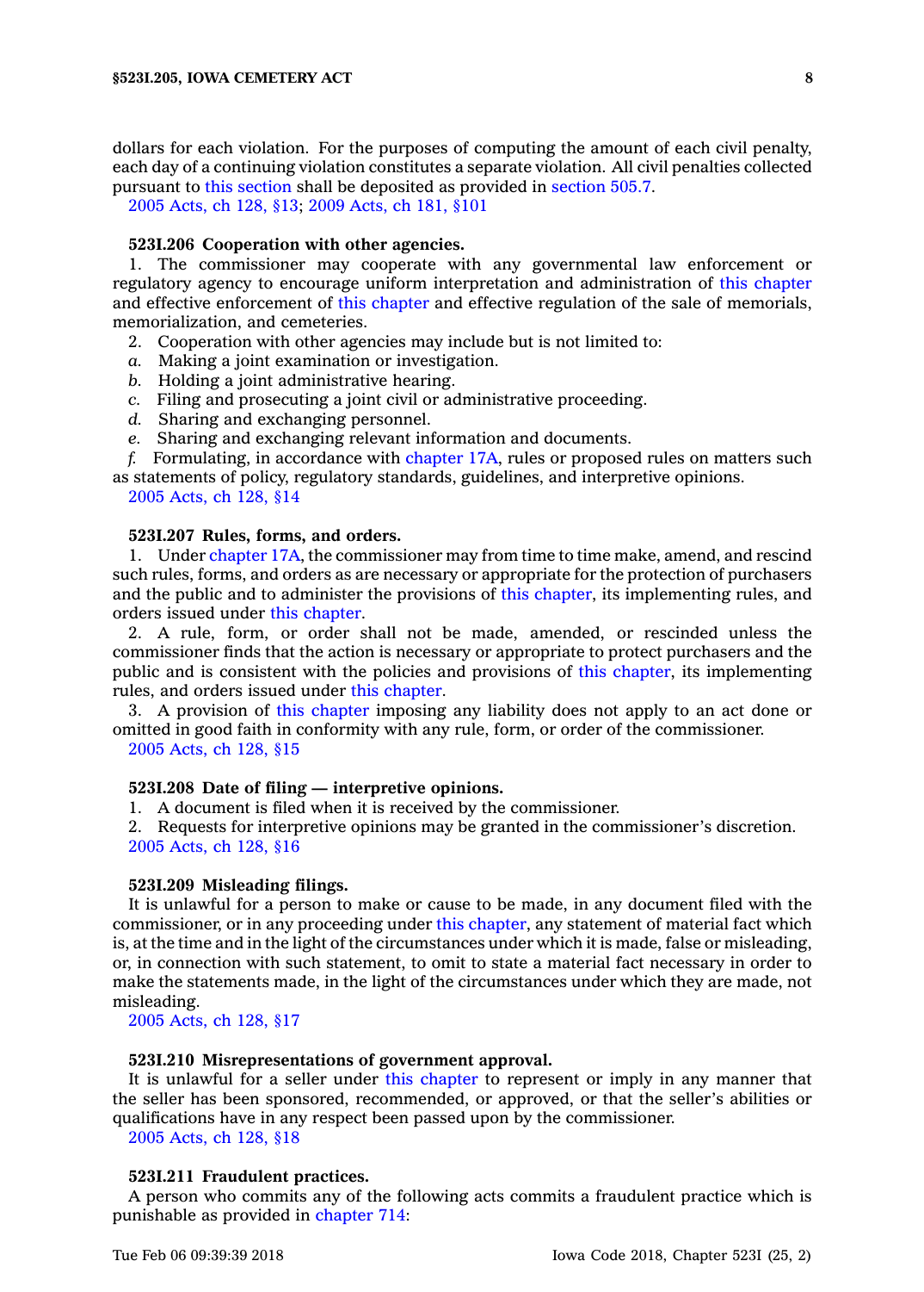dollars for each violation. For the purposes of computing the amount of each civil penalty, each day of a continuing violation constitutes a separate violation. All civil penalties collected pursuant to this section shall be deposited as provided in section 505.7.

2005 Acts, ch 128, §13; 2009 Acts, ch 181, §101

**523I.206 Cooperation with other agencies.**

1. The commissioner may cooperate with any governmental law enforcement or regulatory agency to encourage uniform interpretation and administration of this chapter and effective enforcement of this chapter and effective regulation of the sale of memorials, memorialization, and cemeteries.

2. Cooperation with other agencies may include but is not limited to:

*a.* Making a joint examination or investigation.

*b.* Holding a joint administrative hearing.

*c.* Filing and prosecuting a joint civil or administrative proceeding.

*d.* Sharing and exchanging personnel.

*e.* Sharing and exchanging relevant information and documents.

*f.* Formulating, in accordance with chapter 17A, rules or proposed rules on matters such as statements of policy, regulatory standards, guidelines, and interpretive opinions.

2005 Acts, ch 128, §14

**523I.207 Rules, forms, and orders.**

1. Under chapter 17A, the commissioner may from time to time make, amend, and rescind such rules, forms, and orders as are necessary or appropriate for the protection of purchasers and the public and to administer the provisions of this chapter, its implementing rules, and orders issued under this chapter.

2. A rule, form, or order shall not be made, amended, or rescinded unless the commissioner finds that the action is necessary or appropriate to protect purchasers and the public and is consistent with the policies and provisions of this chapter, its implementing rules, and orders issued under this chapter.

3. A provision of this chapter imposing any liability does not apply to an act done or omitted in good faith in conformity with any rule, form, or order of the commissioner.

2005 Acts, ch 128, §15

**523I.208 Date of filing — interpretive opinions.**

1. A document is filed when it is received by the commissioner.

2. Requests for interpretive opinions may be granted in the commissioner's discretion.

2005 Acts, ch 128, §16

**523I.209 Misleading filings.**

It is unlawful for a person to make or cause to be made, in any document filed with the commissioner, or in any proceeding under this chapter, any statement of material fact which is, at the time and in the light of the circumstances under which it is made, false or misleading, or, in connection with such statement, to omit to state a material fact necessary in order to make the statements made, in the light of the circumstances under which they are made, not misleading.

2005 Acts, ch 128, §17

**523I.210 Misrepresentations of government approval.**

It is unlawful for a seller under this chapter to represent or imply in any manner that the seller has been sponsored, recommended, or approved, or that the seller's abilities or qualifications have in any respect been passed upon by the commissioner.

2005 Acts, ch 128, §18

**523I.211 Fraudulent practices.**

A person who commits any of the following acts commits a fraudulent practice which is punishable as provided in chapter 714: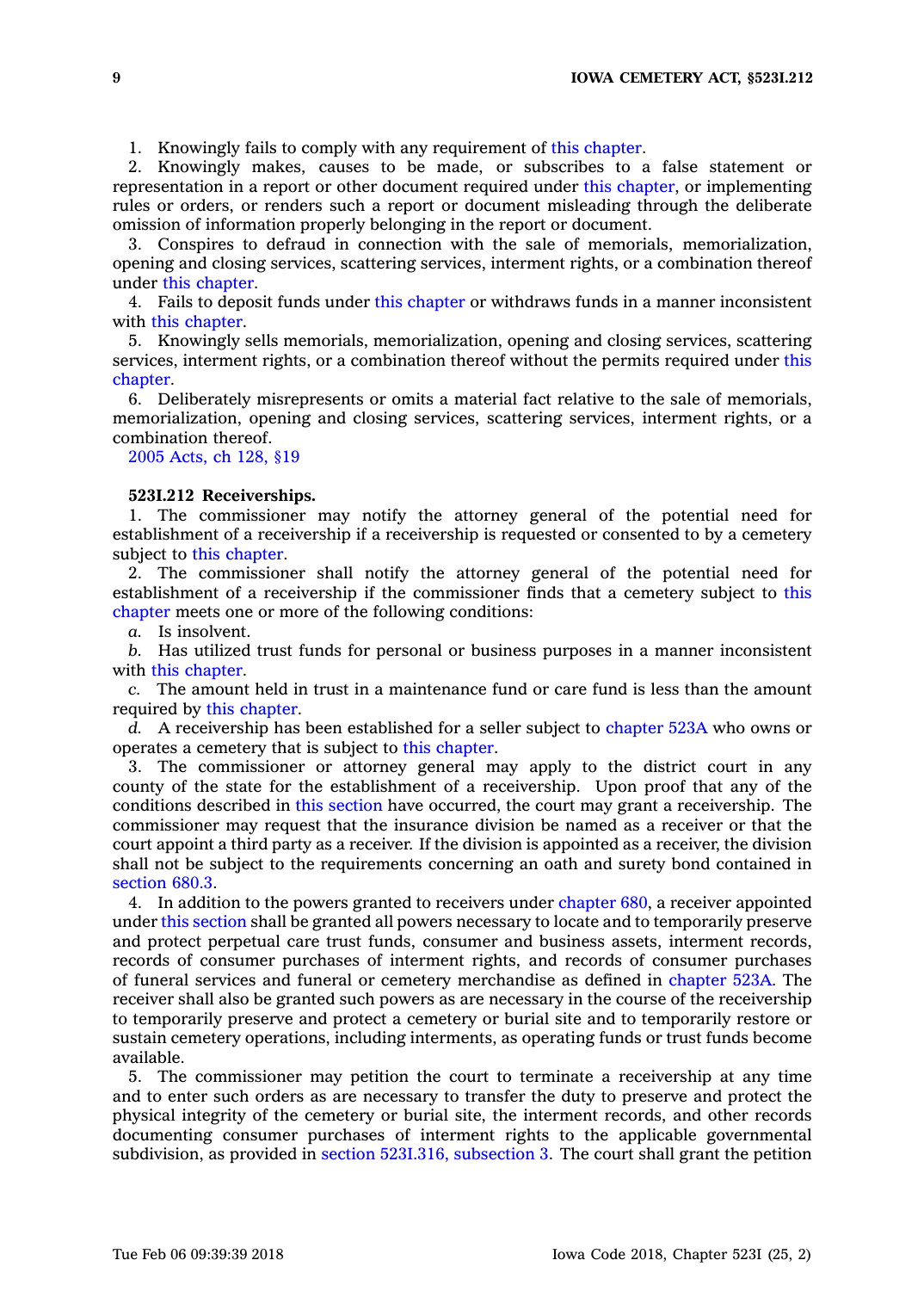1. Knowingly fails to comply with any requirement of this chapter.

2. Knowingly makes, causes to be made, or subscribes to a false statement or representation in a report or other document required under this chapter, or implementing rules or orders, or renders such a report or document misleading through the deliberate omission of information properly belonging in the report or document.

3. Conspires to defraud in connection with the sale of memorials, memorialization, opening and closing services, scattering services, interment rights, or a combination thereof under this chapter.

4. Fails to deposit funds under this chapter or withdraws funds in a manner inconsistent with this chapter.

5. Knowingly sells memorials, memorialization, opening and closing services, scattering services, interment rights, or a combination thereof without the permits required under this chapter.

6. Deliberately misrepresents or omits a material fact relative to the sale of memorials, memorialization, opening and closing services, scattering services, interment rights, or a combination thereof.

2005 Acts, ch 128, §19

**523I.212 Receiverships.**

1. The commissioner may notify the attorney general of the potential need for establishment of a receivership if a receivership is requested or consented to by a cemetery subject to this chapter.

2. The commissioner shall notify the attorney general of the potential need for establishment of a receivership if the commissioner finds that a cemetery subject to this chapter meets one or more of the following conditions:

*a.* Is insolvent.

*b.* Has utilized trust funds for personal or business purposes in a manner inconsistent with this chapter.

*c.* The amount held in trust in a maintenance fund or care fund is less than the amount required by this chapter.

*d.* A receivership has been established for a seller subject to chapter 523A who owns or operates a cemetery that is subject to this chapter.

3. The commissioner or attorney general may apply to the district court in any county of the state for the establishment of a receivership. Upon proof that any of the conditions described in this section have occurred, the court may grant a receivership. The commissioner may request that the insurance division be named as a receiver or that the court appoint a third party as a receiver. If the division is appointed as a receiver, the division shall not be subject to the requirements concerning an oath and surety bond contained in section 680.3.

4. In addition to the powers granted to receivers under chapter 680, a receiver appointed under this section shall be granted all powers necessary to locate and to temporarily preserve and protect perpetual care trust funds, consumer and business assets, interment records, records of consumer purchases of interment rights, and records of consumer purchases of funeral services and funeral or cemetery merchandise as defined in chapter 523A. The receiver shall also be granted such powers as are necessary in the course of the receivership to temporarily preserve and protect a cemetery or burial site and to temporarily restore or sustain cemetery operations, including interments, as operating funds or trust funds become available.

5. The commissioner may petition the court to terminate a receivership at any time and to enter such orders as are necessary to transfer the duty to preserve and protect the physical integrity of the cemetery or burial site, the interment records, and other records documenting consumer purchases of interment rights to the applicable governmental subdivision, as provided in section 523I.316, subsection 3. The court shall grant the petition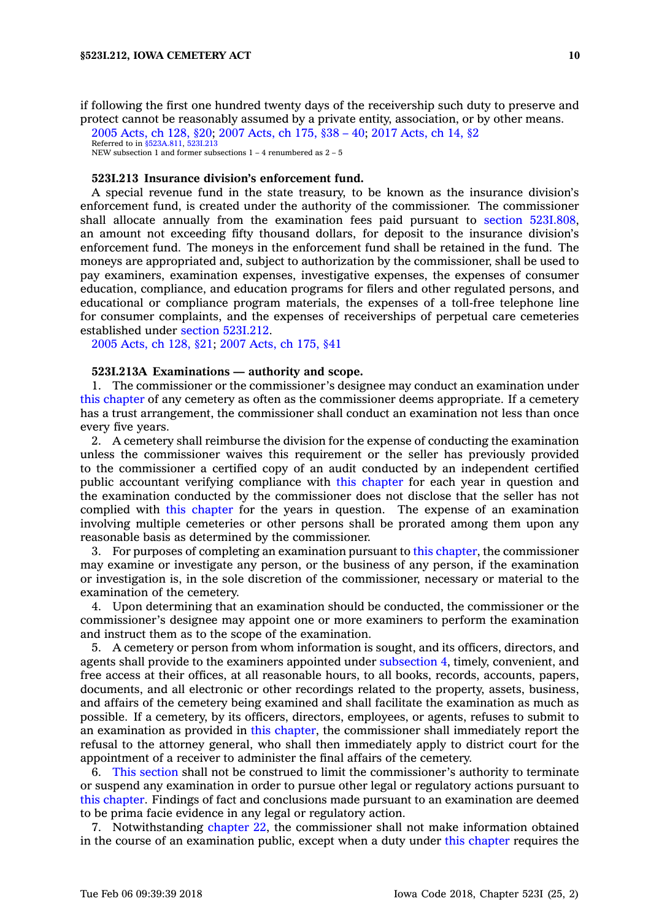if following the first one hundred twenty days of the receivership such duty to preserve and protect cannot be reasonably assumed by a private entity, association, or by other means.

2005 Acts, ch 128, §20; 2007 Acts, ch 175, §38 – 40; 2017 Acts, ch 14, §2
Referred to in §523A.811, 523I.213
NEW subsection 1 and former subsections 1 – 4 renumbered as 2 – 5

**523I.213 Insurance division's enforcement fund.**

A special revenue fund in the state treasury, to be known as the insurance division's enforcement fund, is created under the authority of the commissioner. The commissioner shall allocate annually from the examination fees paid pursuant to section 523I.808, an amount not exceeding fifty thousand dollars, for deposit to the insurance division's enforcement fund. The moneys in the enforcement fund shall be retained in the fund. The moneys are appropriated and, subject to authorization by the commissioner, shall be used to pay examiners, examination expenses, investigative expenses, the expenses of consumer education, compliance, and education programs for filers and other regulated persons, and educational or compliance program materials, the expenses of a toll-free telephone line for consumer complaints, and the expenses of receiverships of perpetual care cemeteries established under section 523I.212.

2005 Acts, ch 128, §21; 2007 Acts, ch 175, §41

**523I.213A Examinations — authority and scope.**

1. The commissioner or the commissioner's designee may conduct an examination under this chapter of any cemetery as often as the commissioner deems appropriate. If a cemetery has a trust arrangement, the commissioner shall conduct an examination not less than once every five years.

2. A cemetery shall reimburse the division for the expense of conducting the examination unless the commissioner waives this requirement or the seller has previously provided to the commissioner a certified copy of an audit conducted by an independent certified public accountant verifying compliance with this chapter for each year in question and the examination conducted by the commissioner does not disclose that the seller has not complied with this chapter for the years in question. The expense of an examination involving multiple cemeteries or other persons shall be prorated among them upon any reasonable basis as determined by the commissioner.

3. For purposes of completing an examination pursuant to this chapter, the commissioner may examine or investigate any person, or the business of any person, if the examination or investigation is, in the sole discretion of the commissioner, necessary or material to the examination of the cemetery.

4. Upon determining that an examination should be conducted, the commissioner or the commissioner's designee may appoint one or more examiners to perform the examination and instruct them as to the scope of the examination.

5. A cemetery or person from whom information is sought, and its officers, directors, and agents shall provide to the examiners appointed under subsection 4, timely, convenient, and free access at their offices, at all reasonable hours, to all books, records, accounts, papers, documents, and all electronic or other recordings related to the property, assets, business, and affairs of the cemetery being examined and shall facilitate the examination as much as possible. If a cemetery, by its officers, directors, employees, or agents, refuses to submit to an examination as provided in this chapter, the commissioner shall immediately report the refusal to the attorney general, who shall then immediately apply to district court for the appointment of a receiver to administer the final affairs of the cemetery.

6. This section shall not be construed to limit the commissioner's authority to terminate or suspend any examination in order to pursue other legal or regulatory actions pursuant to this chapter. Findings of fact and conclusions made pursuant to an examination are deemed to be prima facie evidence in any legal or regulatory action.

7. Notwithstanding chapter 22, the commissioner shall not make information obtained in the course of an examination public, except when a duty under this chapter requires the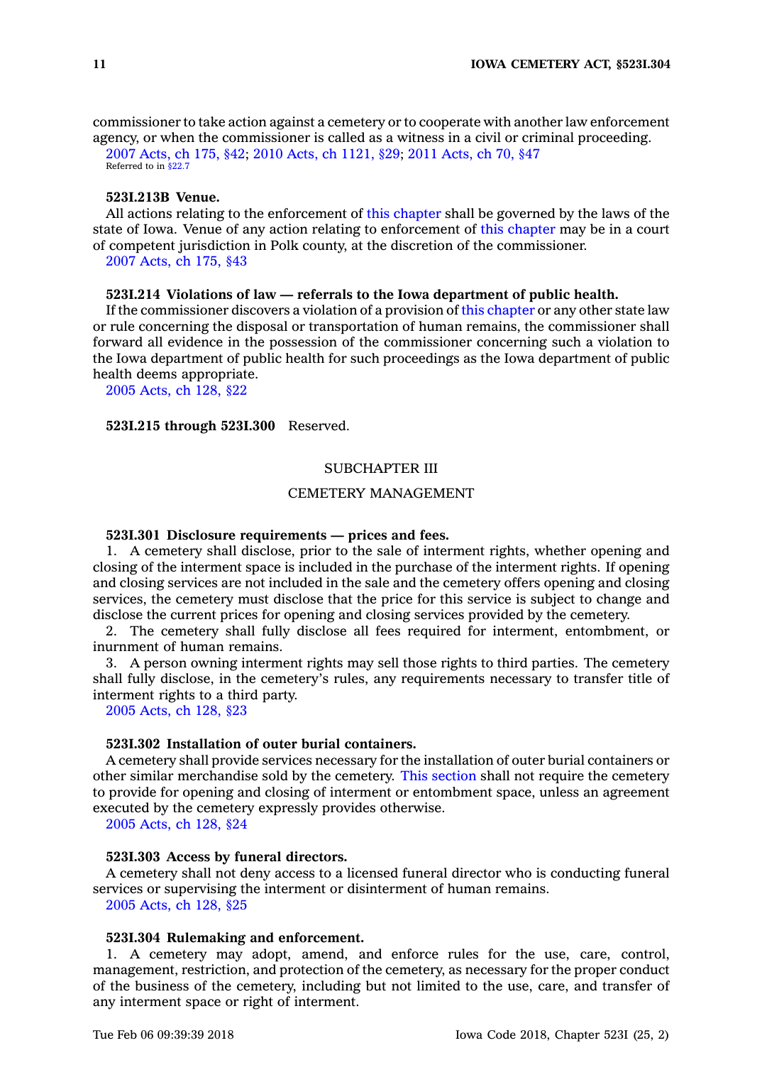commissioner to take action against a cemetery or to cooperate with another law enforcement agency, or when the commissioner is called as a witness in a civil or criminal proceeding.

2007 Acts, ch 175, §42; 2010 Acts, ch 1121, §29; 2011 Acts, ch 70, §47

Referred to in §22.7

**523I.213B Venue.**

All actions relating to the enforcement of this chapter shall be governed by the laws of the state of Iowa. Venue of any action relating to enforcement of this chapter may be in a court of competent jurisdiction in Polk county, at the discretion of the commissioner.

2007 Acts, ch 175, §43

**523I.214 Violations of law — referrals to the Iowa department of public health.**

If the commissioner discovers a violation of a provision of this chapter or any other state law or rule concerning the disposal or transportation of human remains, the commissioner shall forward all evidence in the possession of the commissioner concerning such a violation to the Iowa department of public health for such proceedings as the Iowa department of public health deems appropriate.

2005 Acts, ch 128, §22

**523I.215 through 523I.300** Reserved.

## SUBCHAPTER III

## CEMETERY MANAGEMENT

**523I.301 Disclosure requirements — prices and fees.**

1. A cemetery shall disclose, prior to the sale of interment rights, whether opening and closing of the interment space is included in the purchase of the interment rights. If opening and closing services are not included in the sale and the cemetery offers opening and closing services, the cemetery must disclose that the price for this service is subject to change and disclose the current prices for opening and closing services provided by the cemetery.
2. The cemetery shall fully disclose all fees required for interment, entombment, or inurnment of human remains.
3. A person owning interment rights may sell those rights to third parties. The cemetery shall fully disclose, in the cemetery's rules, any requirements necessary to transfer title of interment rights to a third party.

2005 Acts, ch 128, §23

**523I.302 Installation of outer burial containers.**

A cemetery shall provide services necessary for the installation of outer burial containers or other similar merchandise sold by the cemetery. This section shall not require the cemetery to provide for opening and closing of interment or entombment space, unless an agreement executed by the cemetery expressly provides otherwise.

2005 Acts, ch 128, §24

**523I.303 Access by funeral directors.**

A cemetery shall not deny access to a licensed funeral director who is conducting funeral services or supervising the interment or disinterment of human remains.

2005 Acts, ch 128, §25

**523I.304 Rulemaking and enforcement.**

1. A cemetery may adopt, amend, and enforce rules for the use, care, control, management, restriction, and protection of the cemetery, as necessary for the proper conduct of the business of the cemetery, including but not limited to the use, care, and transfer of any interment space or right of interment.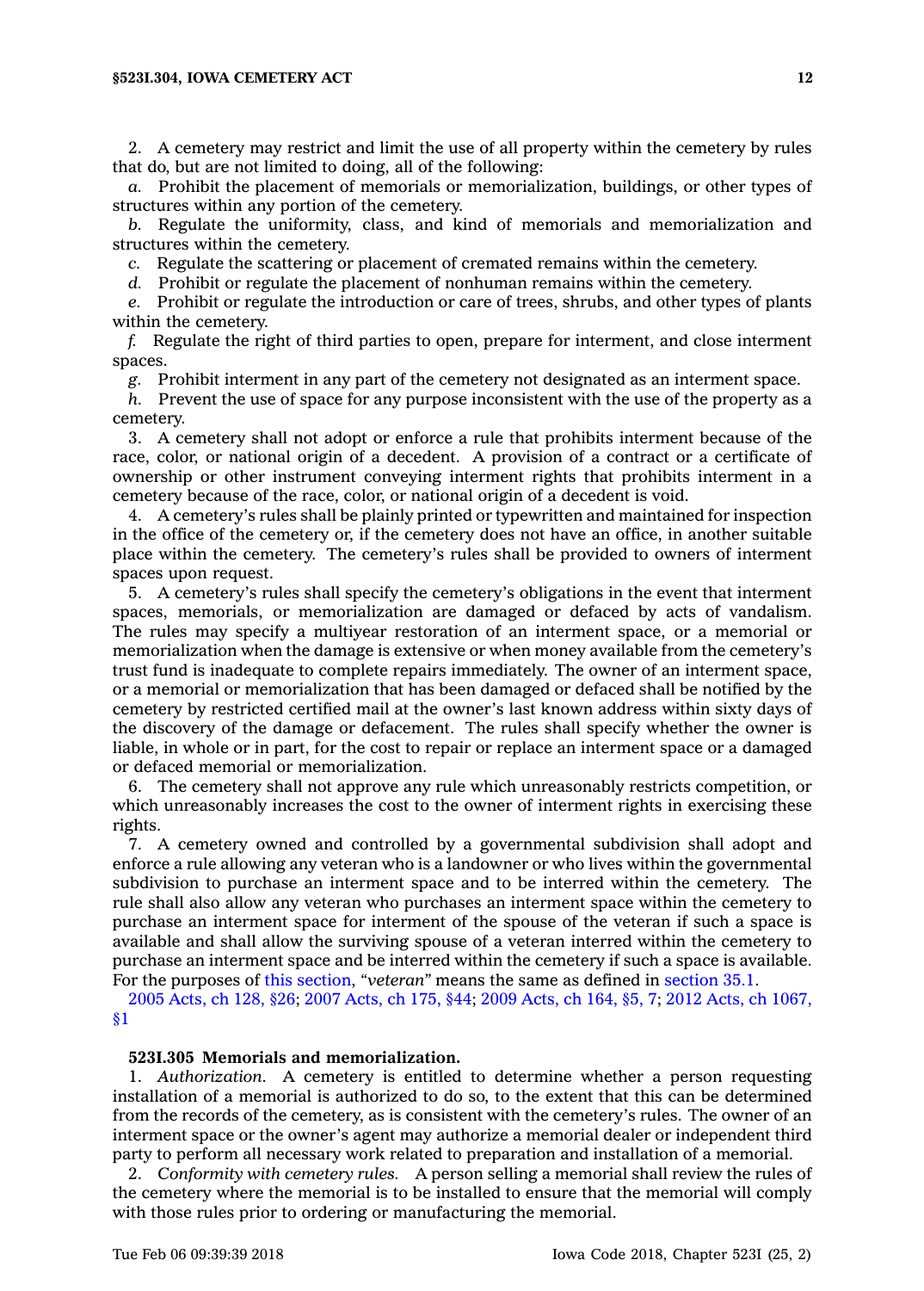2. A cemetery may restrict and limit the use of all property within the cemetery by rules that do, but are not limited to doing, all of the following:

*a.* Prohibit the placement of memorials or memorialization, buildings, or other types of structures within any portion of the cemetery.

*b.* Regulate the uniformity, class, and kind of memorials and memorialization and structures within the cemetery.

*c.* Regulate the scattering or placement of cremated remains within the cemetery.

*d.* Prohibit or regulate the placement of nonhuman remains within the cemetery.

*e.* Prohibit or regulate the introduction or care of trees, shrubs, and other types of plants within the cemetery.

*f.* Regulate the right of third parties to open, prepare for interment, and close interment spaces.

*g.* Prohibit interment in any part of the cemetery not designated as an interment space.

*h.* Prevent the use of space for any purpose inconsistent with the use of the property as a cemetery.

3. A cemetery shall not adopt or enforce a rule that prohibits interment because of the race, color, or national origin of a decedent. A provision of a contract or a certificate of ownership or other instrument conveying interment rights that prohibits interment in a cemetery because of the race, color, or national origin of a decedent is void.

4. A cemetery's rules shall be plainly printed or typewritten and maintained for inspection in the office of the cemetery or, if the cemetery does not have an office, in another suitable place within the cemetery. The cemetery's rules shall be provided to owners of interment spaces upon request.

5. A cemetery's rules shall specify the cemetery's obligations in the event that interment spaces, memorials, or memorialization are damaged or defaced by acts of vandalism. The rules may specify a multiyear restoration of an interment space, or a memorial or memorialization when the damage is extensive or when money available from the cemetery's trust fund is inadequate to complete repairs immediately. The owner of an interment space, or a memorial or memorialization that has been damaged or defaced shall be notified by the cemetery by restricted certified mail at the owner's last known address within sixty days of the discovery of the damage or defacement. The rules shall specify whether the owner is liable, in whole or in part, for the cost to repair or replace an interment space or a damaged or defaced memorial or memorialization.

6. The cemetery shall not approve any rule which unreasonably restricts competition, or which unreasonably increases the cost to the owner of interment rights in exercising these rights.

7. A cemetery owned and controlled by a governmental subdivision shall adopt and enforce a rule allowing any veteran who is a landowner or who lives within the governmental subdivision to purchase an interment space and to be interred within the cemetery. The rule shall also allow any veteran who purchases an interment space within the cemetery to purchase an interment space for interment of the spouse of the veteran if such a space is available and shall allow the surviving spouse of a veteran interred within the cemetery to purchase an interment space and be interred within the cemetery if such a space is available. For the purposes of this section, *"veteran"* means the same as defined in section 35.1.

2005 Acts, ch 128, §26; 2007 Acts, ch 175, §44; 2009 Acts, ch 164, §5, 7; 2012 Acts, ch 1067, §1

**523I.305 Memorials and memorialization.**

1. *Authorization.* A cemetery is entitled to determine whether a person requesting installation of a memorial is authorized to do so, to the extent that this can be determined from the records of the cemetery, as is consistent with the cemetery's rules. The owner of an interment space or the owner's agent may authorize a memorial dealer or independent third party to perform all necessary work related to preparation and installation of a memorial.

2. *Conformity with cemetery rules.* A person selling a memorial shall review the rules of the cemetery where the memorial is to be installed to ensure that the memorial will comply with those rules prior to ordering or manufacturing the memorial.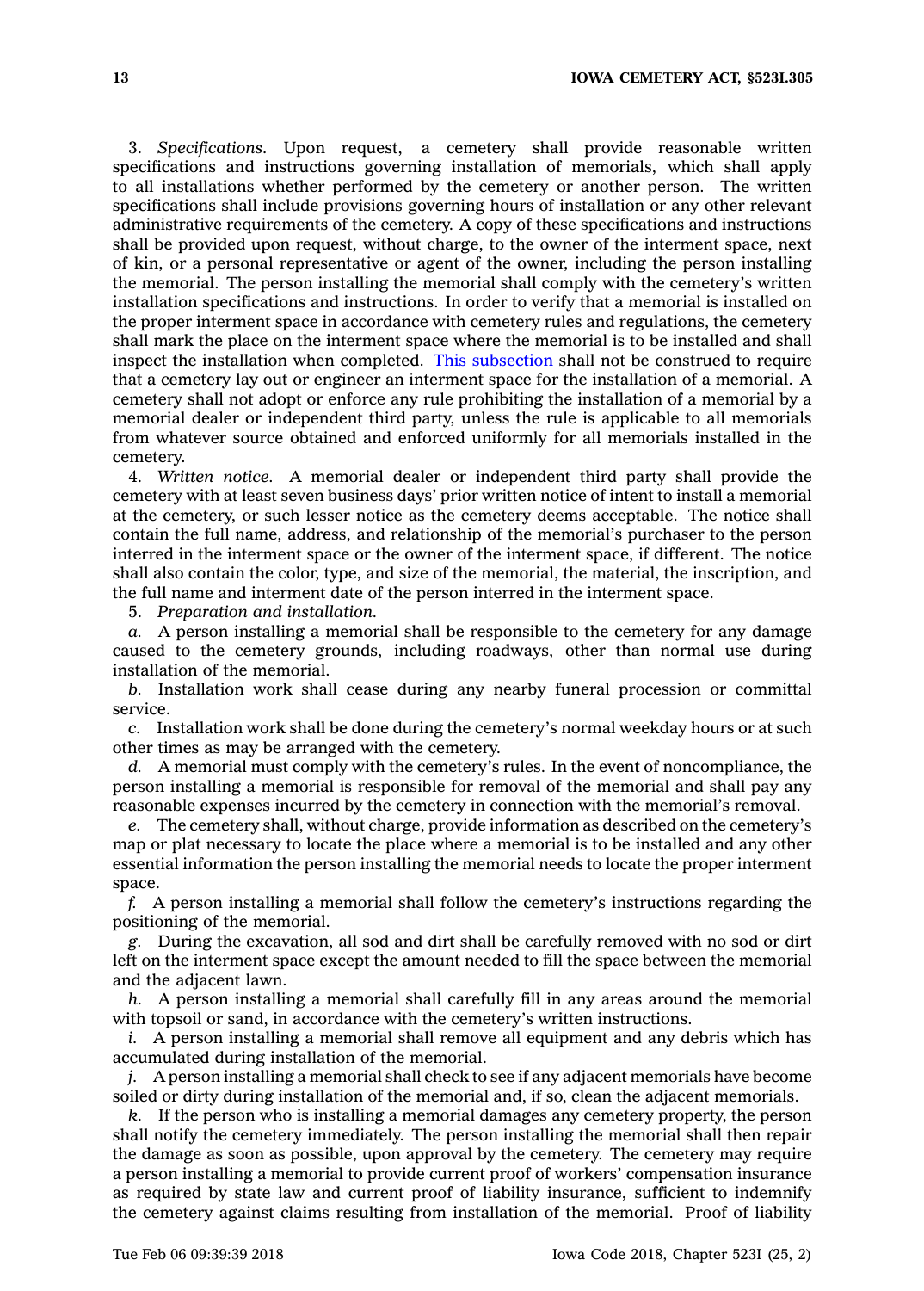3. *Specifications.* Upon request, a cemetery shall provide reasonable written specifications and instructions governing installation of memorials, which shall apply to all installations whether performed by the cemetery or another person. The written specifications shall include provisions governing hours of installation or any other relevant administrative requirements of the cemetery. A copy of these specifications and instructions shall be provided upon request, without charge, to the owner of the interment space, next of kin, or a personal representative or agent of the owner, including the person installing the memorial. The person installing the memorial shall comply with the cemetery's written installation specifications and instructions. In order to verify that a memorial is installed on the proper interment space in accordance with cemetery rules and regulations, the cemetery shall mark the place on the interment space where the memorial is to be installed and shall inspect the installation when completed. This subsection shall not be construed to require that a cemetery lay out or engineer an interment space for the installation of a memorial. A cemetery shall not adopt or enforce any rule prohibiting the installation of a memorial by a memorial dealer or independent third party, unless the rule is applicable to all memorials from whatever source obtained and enforced uniformly for all memorials installed in the cemetery.

4. *Written notice.* A memorial dealer or independent third party shall provide the cemetery with at least seven business days' prior written notice of intent to install a memorial at the cemetery, or such lesser notice as the cemetery deems acceptable. The notice shall contain the full name, address, and relationship of the memorial's purchaser to the person interred in the interment space or the owner of the interment space, if different. The notice shall also contain the color, type, and size of the memorial, the material, the inscription, and the full name and interment date of the person interred in the interment space.

5. *Preparation and installation.*

*a.* A person installing a memorial shall be responsible to the cemetery for any damage caused to the cemetery grounds, including roadways, other than normal use during installation of the memorial.

*b.* Installation work shall cease during any nearby funeral procession or committal service.

*c.* Installation work shall be done during the cemetery's normal weekday hours or at such other times as may be arranged with the cemetery.

*d.* A memorial must comply with the cemetery's rules. In the event of noncompliance, the person installing a memorial is responsible for removal of the memorial and shall pay any reasonable expenses incurred by the cemetery in connection with the memorial's removal.

*e.* The cemetery shall, without charge, provide information as described on the cemetery's map or plat necessary to locate the place where a memorial is to be installed and any other essential information the person installing the memorial needs to locate the proper interment space.

*f.* A person installing a memorial shall follow the cemetery's instructions regarding the positioning of the memorial.

*g.* During the excavation, all sod and dirt shall be carefully removed with no sod or dirt left on the interment space except the amount needed to fill the space between the memorial and the adjacent lawn.

*h.* A person installing a memorial shall carefully fill in any areas around the memorial with topsoil or sand, in accordance with the cemetery's written instructions.

*i.* A person installing a memorial shall remove all equipment and any debris which has accumulated during installation of the memorial.

*j.* A person installing a memorial shall check to see if any adjacent memorials have become soiled or dirty during installation of the memorial and, if so, clean the adjacent memorials.

*k.* If the person who is installing a memorial damages any cemetery property, the person shall notify the cemetery immediately. The person installing the memorial shall then repair the damage as soon as possible, upon approval by the cemetery. The cemetery may require a person installing a memorial to provide current proof of workers' compensation insurance as required by state law and current proof of liability insurance, sufficient to indemnify the cemetery against claims resulting from installation of the memorial. Proof of liability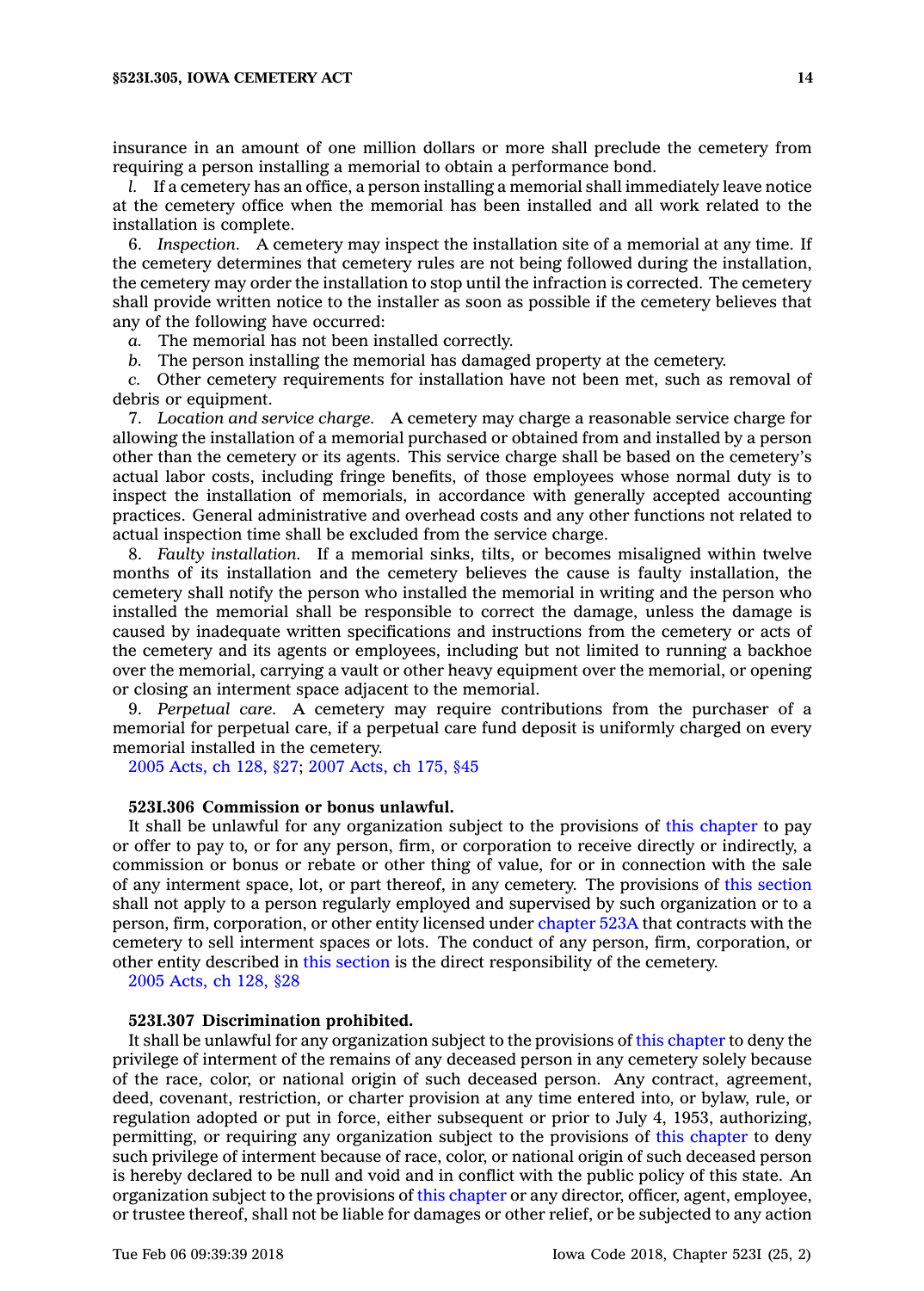insurance in an amount of one million dollars or more shall preclude the cemetery from requiring a person installing a memorial to obtain a performance bond.

*l.* If a cemetery has an office, a person installing a memorial shall immediately leave notice at the cemetery office when the memorial has been installed and all work related to the installation is complete.

6. *Inspection.* A cemetery may inspect the installation site of a memorial at any time. If the cemetery determines that cemetery rules are not being followed during the installation, the cemetery may order the installation to stop until the infraction is corrected. The cemetery shall provide written notice to the installer as soon as possible if the cemetery believes that any of the following have occurred:

*a.* The memorial has not been installed correctly.

*b.* The person installing the memorial has damaged property at the cemetery.

*c.* Other cemetery requirements for installation have not been met, such as removal of debris or equipment.

7. *Location and service charge.* A cemetery may charge a reasonable service charge for allowing the installation of a memorial purchased or obtained from and installed by a person other than the cemetery or its agents. This service charge shall be based on the cemetery's actual labor costs, including fringe benefits, of those employees whose normal duty is to inspect the installation of memorials, in accordance with generally accepted accounting practices. General administrative and overhead costs and any other functions not related to actual inspection time shall be excluded from the service charge.

8. *Faulty installation.* If a memorial sinks, tilts, or becomes misaligned within twelve months of its installation and the cemetery believes the cause is faulty installation, the cemetery shall notify the person who installed the memorial in writing and the person who installed the memorial shall be responsible to correct the damage, unless the damage is caused by inadequate written specifications and instructions from the cemetery or acts of the cemetery and its agents or employees, including but not limited to running a backhoe over the memorial, carrying a vault or other heavy equipment over the memorial, or opening or closing an interment space adjacent to the memorial.

9. *Perpetual care.* A cemetery may require contributions from the purchaser of a memorial for perpetual care, if a perpetual care fund deposit is uniformly charged on every memorial installed in the cemetery.

2005 Acts, ch 128, §27; 2007 Acts, ch 175, §45

**523I.306 Commission or bonus unlawful.**

It shall be unlawful for any organization subject to the provisions of this chapter to pay or offer to pay to, or for any person, firm, or corporation to receive directly or indirectly, a commission or bonus or rebate or other thing of value, for or in connection with the sale of any interment space, lot, or part thereof, in any cemetery. The provisions of this section shall not apply to a person regularly employed and supervised by such organization or to a person, firm, corporation, or other entity licensed under chapter 523A that contracts with the cemetery to sell interment spaces or lots. The conduct of any person, firm, corporation, or other entity described in this section is the direct responsibility of the cemetery.

2005 Acts, ch 128, §28

**523I.307 Discrimination prohibited.**

It shall be unlawful for any organization subject to the provisions of this chapter to deny the privilege of interment of the remains of any deceased person in any cemetery solely because of the race, color, or national origin of such deceased person. Any contract, agreement, deed, covenant, restriction, or charter provision at any time entered into, or bylaw, rule, or regulation adopted or put in force, either subsequent or prior to July 4, 1953, authorizing, permitting, or requiring any organization subject to the provisions of this chapter to deny such privilege of interment because of race, color, or national origin of such deceased person is hereby declared to be null and void and in conflict with the public policy of this state. An organization subject to the provisions of this chapter or any director, officer, agent, employee, or trustee thereof, shall not be liable for damages or other relief, or be subjected to any action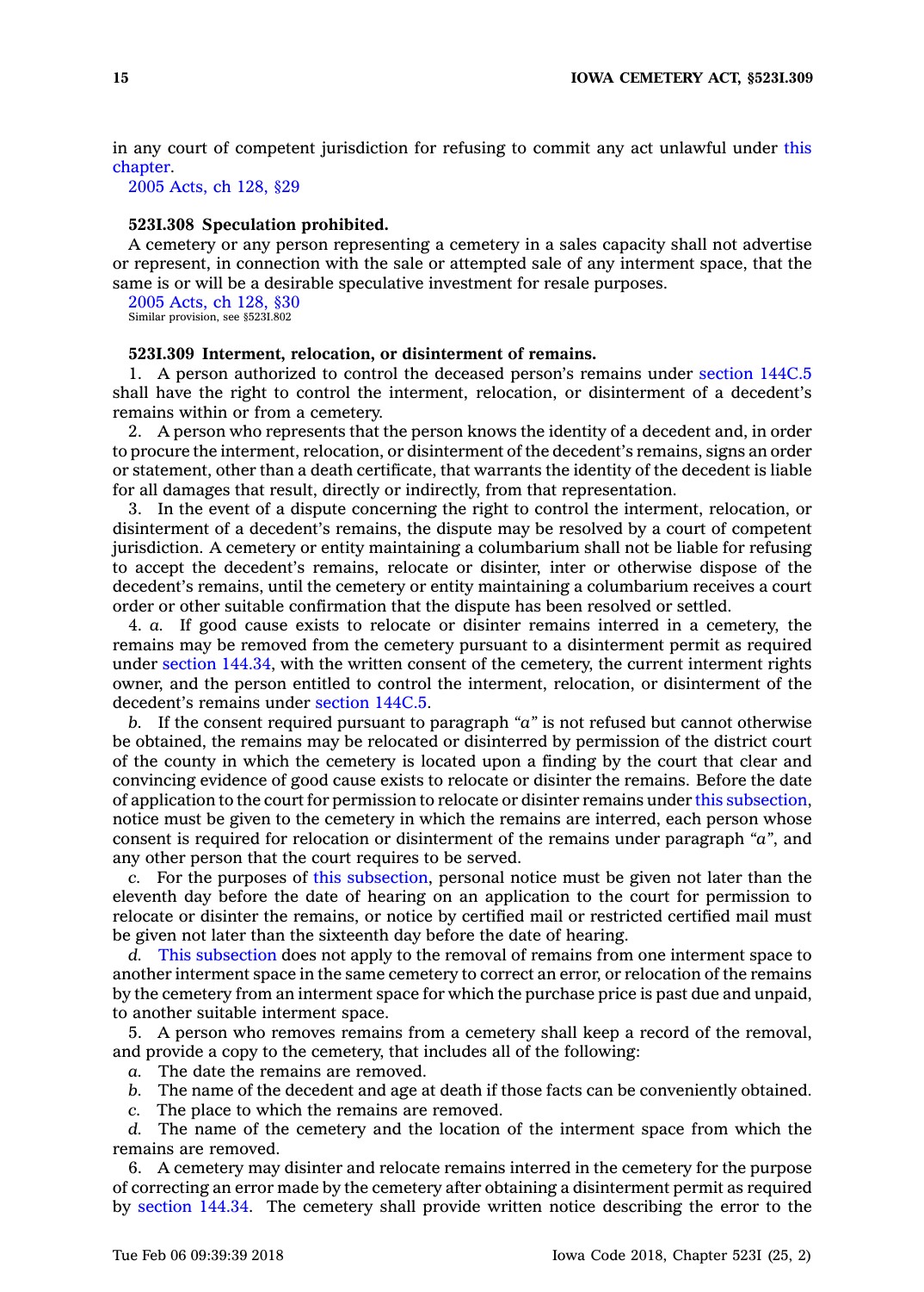in any court of competent jurisdiction for refusing to commit any act unlawful under this chapter.

2005 Acts, ch 128, §29

**523I.308 Speculation prohibited.**

A cemetery or any person representing a cemetery in a sales capacity shall not advertise or represent, in connection with the sale or attempted sale of any interment space, that the same is or will be a desirable speculative investment for resale purposes.

2005 Acts, ch 128, §30

Similar provision, see §523I.802

**523I.309 Interment, relocation, or disinterment of remains.**

1. A person authorized to control the deceased person's remains under section 144C.5 shall have the right to control the interment, relocation, or disinterment of a decedent's remains within or from a cemetery.

2. A person who represents that the person knows the identity of a decedent and, in order to procure the interment, relocation, or disinterment of the decedent's remains, signs an order or statement, other than a death certificate, that warrants the identity of the decedent is liable for all damages that result, directly or indirectly, from that representation.

3. In the event of a dispute concerning the right to control the interment, relocation, or disinterment of a decedent's remains, the dispute may be resolved by a court of competent jurisdiction. A cemetery or entity maintaining a columbarium shall not be liable for refusing to accept the decedent's remains, relocate or disinter, inter or otherwise dispose of the decedent's remains, until the cemetery or entity maintaining a columbarium receives a court order or other suitable confirmation that the dispute has been resolved or settled.

4. *a.* If good cause exists to relocate or disinter remains interred in a cemetery, the remains may be removed from the cemetery pursuant to a disinterment permit as required under section 144.34, with the written consent of the cemetery, the current interment rights owner, and the person entitled to control the interment, relocation, or disinterment of the decedent's remains under section 144C.5.

*b.* If the consent required pursuant to paragraph *"a"* is not refused but cannot otherwise be obtained, the remains may be relocated or disinterred by permission of the district court of the county in which the cemetery is located upon a finding by the court that clear and convincing evidence of good cause exists to relocate or disinter the remains. Before the date of application to the court for permission to relocate or disinter remains under this subsection, notice must be given to the cemetery in which the remains are interred, each person whose consent is required for relocation or disinterment of the remains under paragraph *"a"*, and any other person that the court requires to be served.

*c.* For the purposes of this subsection, personal notice must be given not later than the eleventh day before the date of hearing on an application to the court for permission to relocate or disinter the remains, or notice by certified mail or restricted certified mail must be given not later than the sixteenth day before the date of hearing.

*d.* This subsection does not apply to the removal of remains from one interment space to another interment space in the same cemetery to correct an error, or relocation of the remains by the cemetery from an interment space for which the purchase price is past due and unpaid, to another suitable interment space.

5. A person who removes remains from a cemetery shall keep a record of the removal, and provide a copy to the cemetery, that includes all of the following:

*a.* The date the remains are removed.

*b.* The name of the decedent and age at death if those facts can be conveniently obtained.

*c.* The place to which the remains are removed.

*d.* The name of the cemetery and the location of the interment space from which the remains are removed.

6. A cemetery may disinter and relocate remains interred in the cemetery for the purpose of correcting an error made by the cemetery after obtaining a disinterment permit as required by section 144.34. The cemetery shall provide written notice describing the error to the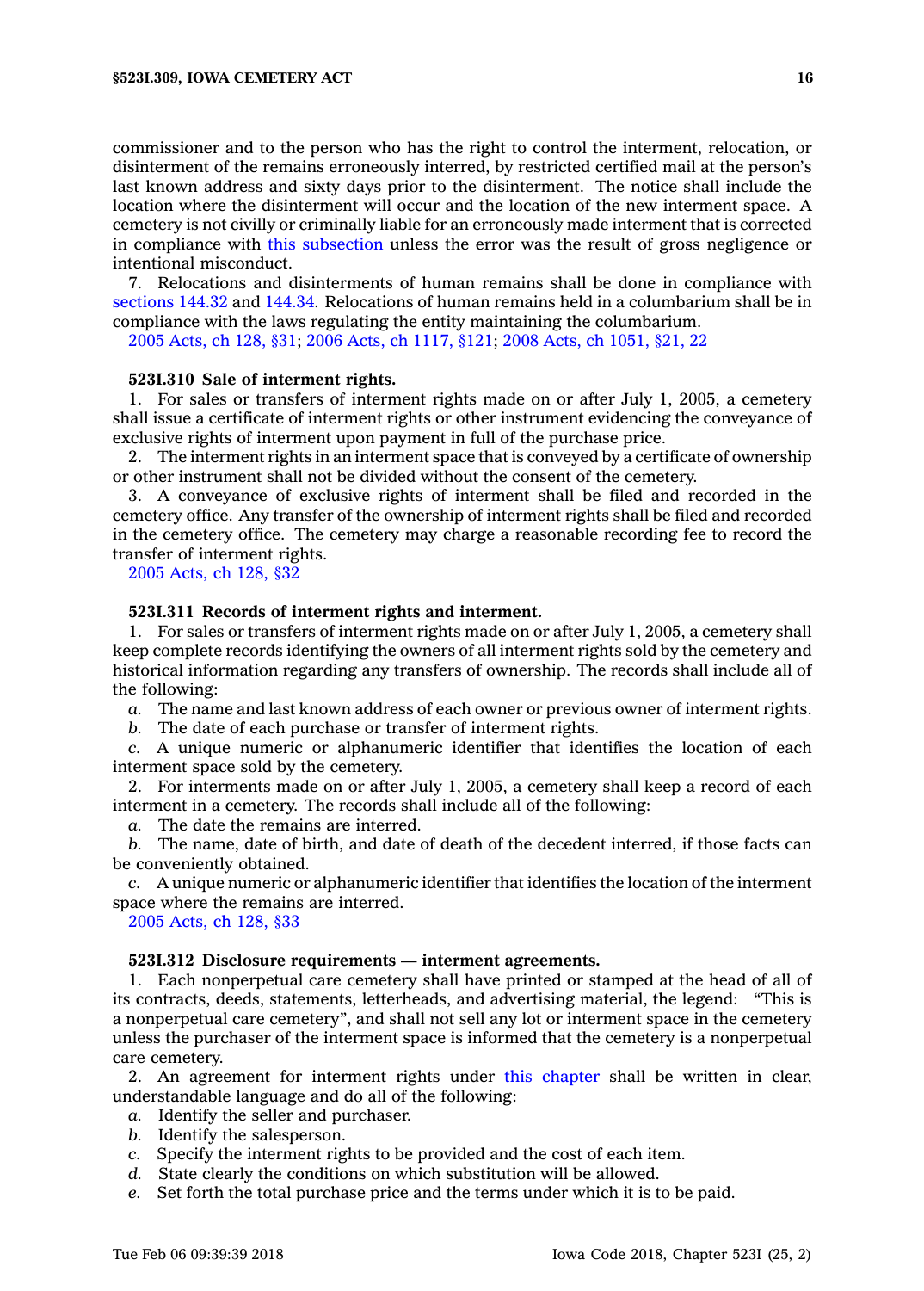commissioner and to the person who has the right to control the interment, relocation, or disinterment of the remains erroneously interred, by restricted certified mail at the person's last known address and sixty days prior to the disinterment. The notice shall include the location where the disinterment will occur and the location of the new interment space. A cemetery is not civilly or criminally liable for an erroneously made interment that is corrected in compliance with this subsection unless the error was the result of gross negligence or intentional misconduct.

7. Relocations and disinterments of human remains shall be done in compliance with sections 144.32 and 144.34. Relocations of human remains held in a columbarium shall be in compliance with the laws regulating the entity maintaining the columbarium.

2005 Acts, ch 128, §31; 2006 Acts, ch 1117, §121; 2008 Acts, ch 1051, §21, 22

**523I.310 Sale of interment rights.**

1. For sales or transfers of interment rights made on or after July 1, 2005, a cemetery shall issue a certificate of interment rights or other instrument evidencing the conveyance of exclusive rights of interment upon payment in full of the purchase price.

2. The interment rights in an interment space that is conveyed by a certificate of ownership or other instrument shall not be divided without the consent of the cemetery.

3. A conveyance of exclusive rights of interment shall be filed and recorded in the cemetery office. Any transfer of the ownership of interment rights shall be filed and recorded in the cemetery office. The cemetery may charge a reasonable recording fee to record the transfer of interment rights.

2005 Acts, ch 128, §32

**523I.311 Records of interment rights and interment.**

1. For sales or transfers of interment rights made on or after July 1, 2005, a cemetery shall keep complete records identifying the owners of all interment rights sold by the cemetery and historical information regarding any transfers of ownership. The records shall include all of the following:

*a.* The name and last known address of each owner or previous owner of interment rights.

*b.* The date of each purchase or transfer of interment rights.

*c.* A unique numeric or alphanumeric identifier that identifies the location of each interment space sold by the cemetery.

2. For interments made on or after July 1, 2005, a cemetery shall keep a record of each interment in a cemetery. The records shall include all of the following:

*a.* The date the remains are interred.

*b.* The name, date of birth, and date of death of the decedent interred, if those facts can be conveniently obtained.

*c.* A unique numeric or alphanumeric identifier that identifies the location of the interment space where the remains are interred.

2005 Acts, ch 128, §33

**523I.312 Disclosure requirements — interment agreements.**

1. Each nonperpetual care cemetery shall have printed or stamped at the head of all of its contracts, deeds, statements, letterheads, and advertising material, the legend: "This is a nonperpetual care cemetery", and shall not sell any lot or interment space in the cemetery unless the purchaser of the interment space is informed that the cemetery is a nonperpetual care cemetery.

2. An agreement for interment rights under this chapter shall be written in clear, understandable language and do all of the following:

*a.* Identify the seller and purchaser.

*b.* Identify the salesperson.

*c.* Specify the interment rights to be provided and the cost of each item.

*d.* State clearly the conditions on which substitution will be allowed.

*e.* Set forth the total purchase price and the terms under which it is to be paid.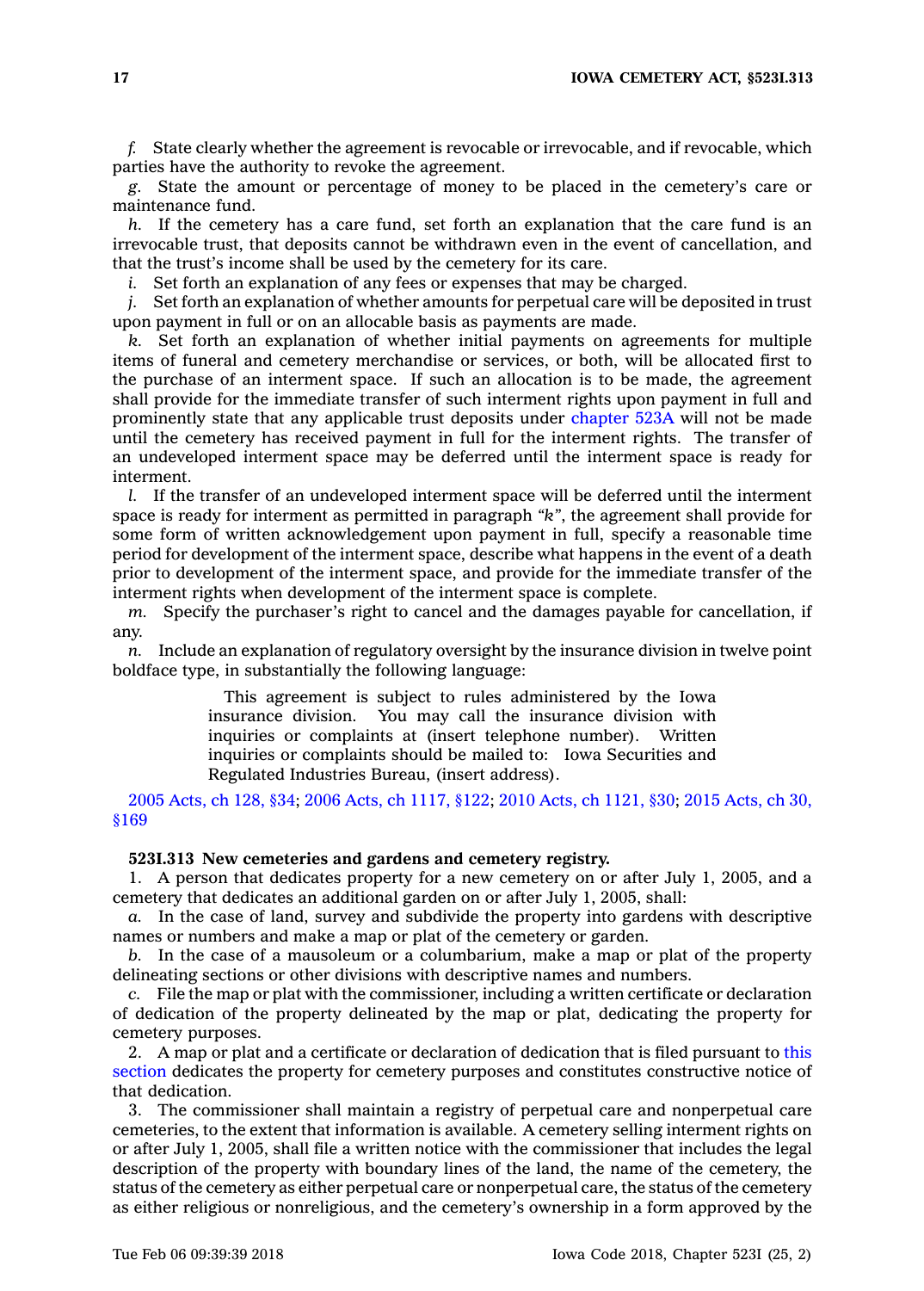*f.* State clearly whether the agreement is revocable or irrevocable, and if revocable, which parties have the authority to revoke the agreement.

*g.* State the amount or percentage of money to be placed in the cemetery's care or maintenance fund.

*h.* If the cemetery has a care fund, set forth an explanation that the care fund is an irrevocable trust, that deposits cannot be withdrawn even in the event of cancellation, and that the trust's income shall be used by the cemetery for its care.

*i.* Set forth an explanation of any fees or expenses that may be charged.

*j.* Set forth an explanation of whether amounts for perpetual care will be deposited in trust upon payment in full or on an allocable basis as payments are made.

*k.* Set forth an explanation of whether initial payments on agreements for multiple items of funeral and cemetery merchandise or services, or both, will be allocated first to the purchase of an interment space. If such an allocation is to be made, the agreement shall provide for the immediate transfer of such interment rights upon payment in full and prominently state that any applicable trust deposits under chapter 523A will not be made until the cemetery has received payment in full for the interment rights. The transfer of an undeveloped interment space may be deferred until the interment space is ready for interment.

*l.* If the transfer of an undeveloped interment space will be deferred until the interment space is ready for interment as permitted in paragraph "*k*", the agreement shall provide for some form of written acknowledgement upon payment in full, specify a reasonable time period for development of the interment space, describe what happens in the event of a death prior to development of the interment space, and provide for the immediate transfer of the interment rights when development of the interment space is complete.

*m.* Specify the purchaser's right to cancel and the damages payable for cancellation, if any.

*n.* Include an explanation of regulatory oversight by the insurance division in twelve point boldface type, in substantially the following language:

> This agreement is subject to rules administered by the Iowa insurance division. You may call the insurance division with inquiries or complaints at (insert telephone number). Written inquiries or complaints should be mailed to: Iowa Securities and Regulated Industries Bureau, (insert address).

2005 Acts, ch 128, §34; 2006 Acts, ch 1117, §122; 2010 Acts, ch 1121, §30; 2015 Acts, ch 30, §169

**523I.313 New cemeteries and gardens and cemetery registry.**

1. A person that dedicates property for a new cemetery on or after July 1, 2005, and a cemetery that dedicates an additional garden on or after July 1, 2005, shall:

*a.* In the case of land, survey and subdivide the property into gardens with descriptive names or numbers and make a map or plat of the cemetery or garden.

*b.* In the case of a mausoleum or a columbarium, make a map or plat of the property delineating sections or other divisions with descriptive names and numbers.

*c.* File the map or plat with the commissioner, including a written certificate or declaration of dedication of the property delineated by the map or plat, dedicating the property for cemetery purposes.

2. A map or plat and a certificate or declaration of dedication that is filed pursuant to this section dedicates the property for cemetery purposes and constitutes constructive notice of that dedication.

3. The commissioner shall maintain a registry of perpetual care and nonperpetual care cemeteries, to the extent that information is available. A cemetery selling interment rights on or after July 1, 2005, shall file a written notice with the commissioner that includes the legal description of the property with boundary lines of the land, the name of the cemetery, the status of the cemetery as either perpetual care or nonperpetual care, the status of the cemetery as either religious or nonreligious, and the cemetery's ownership in a form approved by the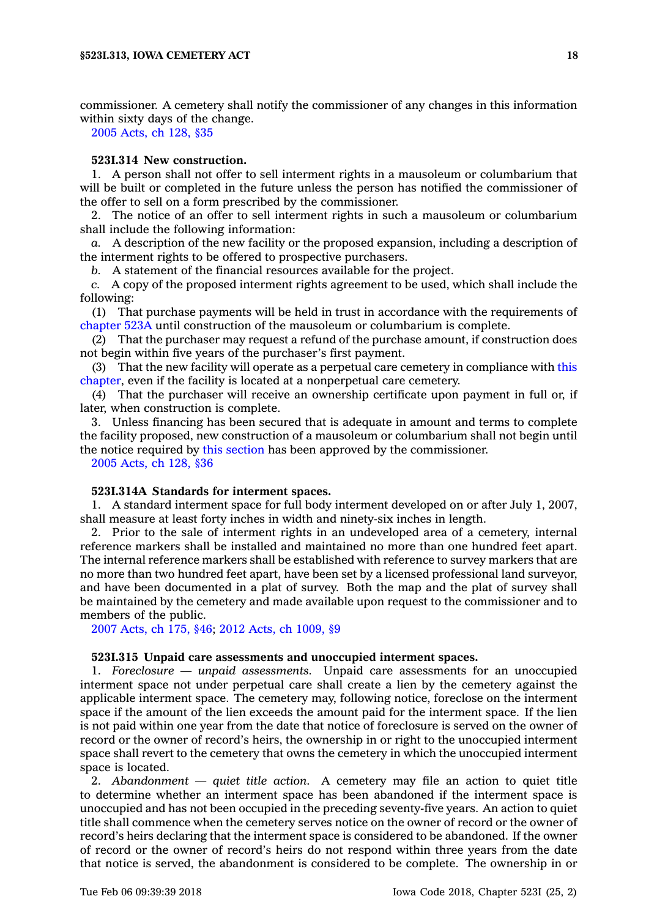commissioner. A cemetery shall notify the commissioner of any changes in this information within sixty days of the change.

2005 Acts, ch 128, §35

### 523I.314 New construction.

1. A person shall not offer to sell interment rights in a mausoleum or columbarium that will be built or completed in the future unless the person has notified the commissioner of the offer to sell on a form prescribed by the commissioner.

2. The notice of an offer to sell interment rights in such a mausoleum or columbarium shall include the following information:

*a.* A description of the new facility or the proposed expansion, including a description of the interment rights to be offered to prospective purchasers.

*b.* A statement of the financial resources available for the project.

*c.* A copy of the proposed interment rights agreement to be used, which shall include the following:

(1) That purchase payments will be held in trust in accordance with the requirements of chapter 523A until construction of the mausoleum or columbarium is complete.

(2) That the purchaser may request a refund of the purchase amount, if construction does not begin within five years of the purchaser's first payment.

(3) That the new facility will operate as a perpetual care cemetery in compliance with this chapter, even if the facility is located at a nonperpetual care cemetery.

(4) That the purchaser will receive an ownership certificate upon payment in full or, if later, when construction is complete.

3. Unless financing has been secured that is adequate in amount and terms to complete the facility proposed, new construction of a mausoleum or columbarium shall not begin until the notice required by this section has been approved by the commissioner.

2005 Acts, ch 128, §36

### 523I.314A Standards for interment spaces.

1. A standard interment space for full body interment developed on or after July 1, 2007, shall measure at least forty inches in width and ninety-six inches in length.

2. Prior to the sale of interment rights in an undeveloped area of a cemetery, internal reference markers shall be installed and maintained no more than one hundred feet apart. The internal reference markers shall be established with reference to survey markers that are no more than two hundred feet apart, have been set by a licensed professional land surveyor, and have been documented in a plat of survey. Both the map and the plat of survey shall be maintained by the cemetery and made available upon request to the commissioner and to members of the public.

2007 Acts, ch 175, §46; 2012 Acts, ch 1009, §9

### 523I.315 Unpaid care assessments and unoccupied interment spaces.

1. *Foreclosure — unpaid assessments.* Unpaid care assessments for an unoccupied interment space not under perpetual care shall create a lien by the cemetery against the applicable interment space. The cemetery may, following notice, foreclose on the interment space if the amount of the lien exceeds the amount paid for the interment space. If the lien is not paid within one year from the date that notice of foreclosure is served on the owner of record or the owner of record's heirs, the ownership in or right to the unoccupied interment space shall revert to the cemetery that owns the cemetery in which the unoccupied interment space is located.

2. *Abandonment — quiet title action.* A cemetery may file an action to quiet title to determine whether an interment space has been abandoned if the interment space is unoccupied and has not been occupied in the preceding seventy-five years. An action to quiet title shall commence when the cemetery serves notice on the owner of record or the owner of record's heirs declaring that the interment space is considered to be abandoned. If the owner of record or the owner of record's heirs do not respond within three years from the date that notice is served, the abandonment is considered to be complete. The ownership in or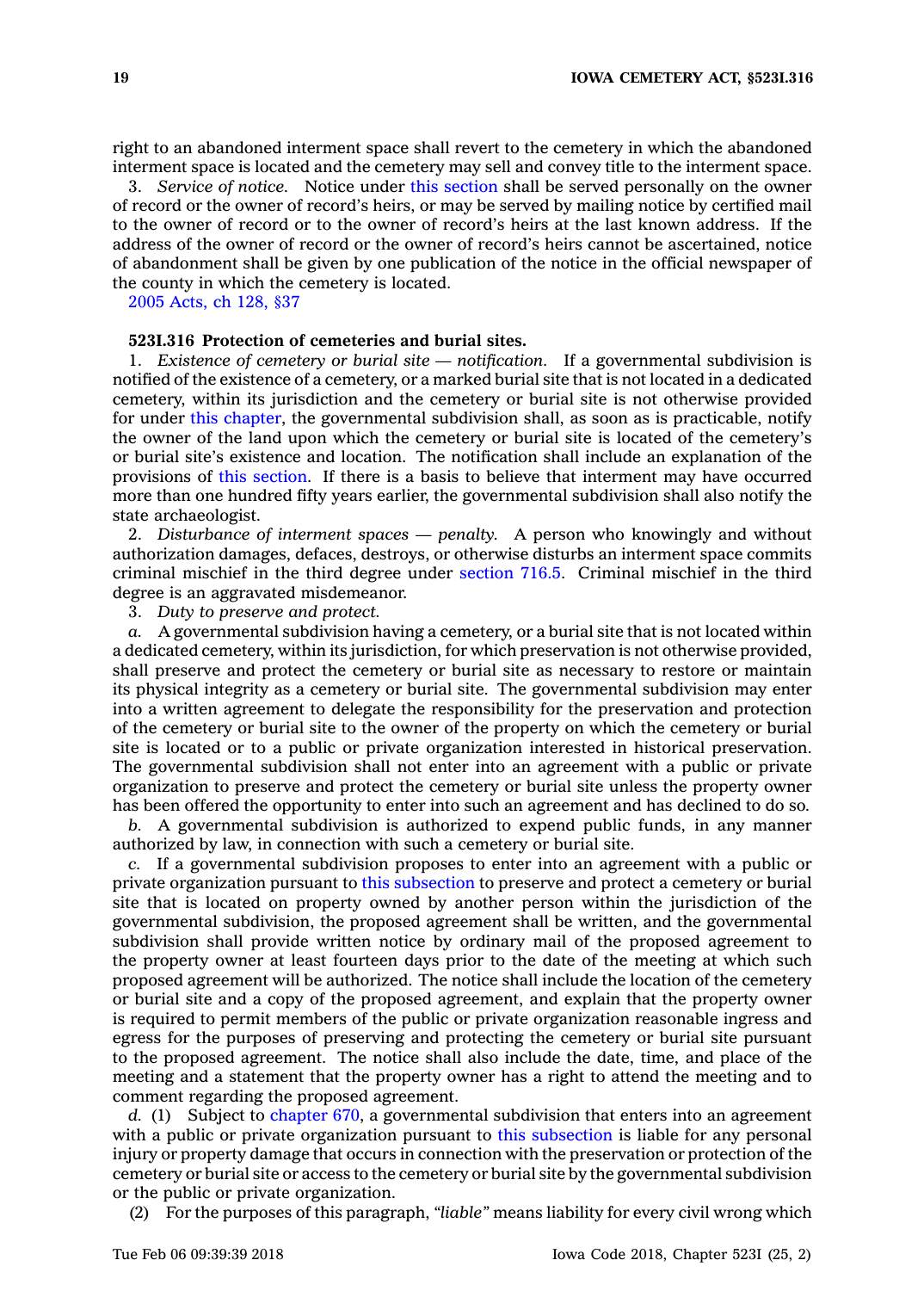right to an abandoned interment space shall revert to the cemetery in which the abandoned interment space is located and the cemetery may sell and convey title to the interment space.

3. *Service of notice.* Notice under this section shall be served personally on the owner of record or the owner of record's heirs, or may be served by mailing notice by certified mail to the owner of record or to the owner of record's heirs at the last known address. If the address of the owner of record or the owner of record's heirs cannot be ascertained, notice of abandonment shall be given by one publication of the notice in the official newspaper of the county in which the cemetery is located.

2005 Acts, ch 128, §37

**523I.316 Protection of cemeteries and burial sites.**

1. *Existence of cemetery or burial site — notification.* If a governmental subdivision is notified of the existence of a cemetery, or a marked burial site that is not located in a dedicated cemetery, within its jurisdiction and the cemetery or burial site is not otherwise provided for under this chapter, the governmental subdivision shall, as soon as is practicable, notify the owner of the land upon which the cemetery or burial site is located of the cemetery's or burial site's existence and location. The notification shall include an explanation of the provisions of this section. If there is a basis to believe that interment may have occurred more than one hundred fifty years earlier, the governmental subdivision shall also notify the state archaeologist.

2. *Disturbance of interment spaces — penalty.* A person who knowingly and without authorization damages, defaces, destroys, or otherwise disturbs an interment space commits criminal mischief in the third degree under section 716.5. Criminal mischief in the third degree is an aggravated misdemeanor.

3. *Duty to preserve and protect.*

*a.* A governmental subdivision having a cemetery, or a burial site that is not located within a dedicated cemetery, within its jurisdiction, for which preservation is not otherwise provided, shall preserve and protect the cemetery or burial site as necessary to restore or maintain its physical integrity as a cemetery or burial site. The governmental subdivision may enter into a written agreement to delegate the responsibility for the preservation and protection of the cemetery or burial site to the owner of the property on which the cemetery or burial site is located or to a public or private organization interested in historical preservation. The governmental subdivision shall not enter into an agreement with a public or private organization to preserve and protect the cemetery or burial site unless the property owner has been offered the opportunity to enter into such an agreement and has declined to do so.

*b.* A governmental subdivision is authorized to expend public funds, in any manner authorized by law, in connection with such a cemetery or burial site.

*c.* If a governmental subdivision proposes to enter into an agreement with a public or private organization pursuant to this subsection to preserve and protect a cemetery or burial site that is located on property owned by another person within the jurisdiction of the governmental subdivision, the proposed agreement shall be written, and the governmental subdivision shall provide written notice by ordinary mail of the proposed agreement to the property owner at least fourteen days prior to the date of the meeting at which such proposed agreement will be authorized. The notice shall include the location of the cemetery or burial site and a copy of the proposed agreement, and explain that the property owner is required to permit members of the public or private organization reasonable ingress and egress for the purposes of preserving and protecting the cemetery or burial site pursuant to the proposed agreement. The notice shall also include the date, time, and place of the meeting and a statement that the property owner has a right to attend the meeting and to comment regarding the proposed agreement.

*d.* (1) Subject to chapter 670, a governmental subdivision that enters into an agreement with a public or private organization pursuant to this subsection is liable for any personal injury or property damage that occurs in connection with the preservation or protection of the cemetery or burial site or access to the cemetery or burial site by the governmental subdivision or the public or private organization.

(2) For the purposes of this paragraph, *"liable"* means liability for every civil wrong which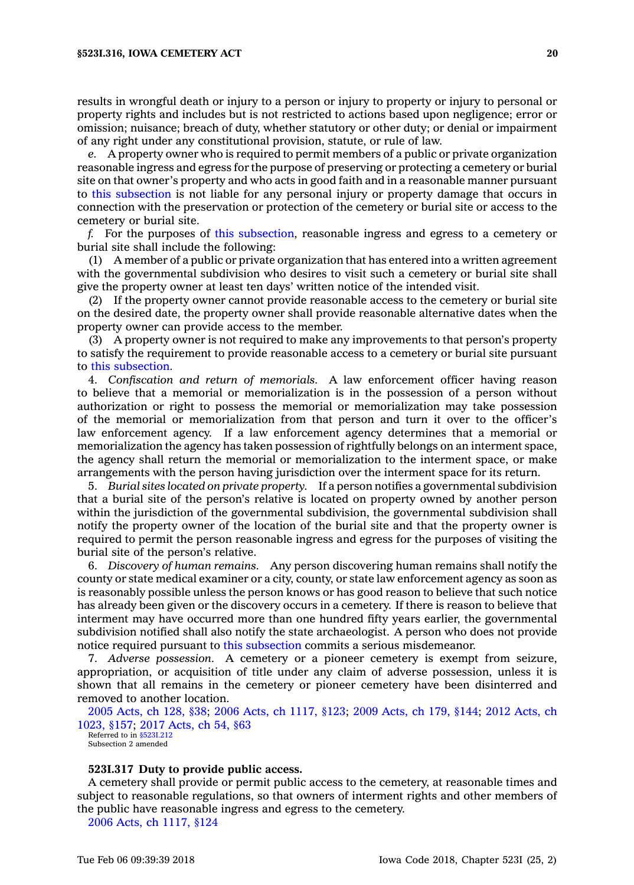results in wrongful death or injury to a person or injury to property or injury to personal or property rights and includes but is not restricted to actions based upon negligence; error or omission; nuisance; breach of duty, whether statutory or other duty; or denial or impairment of any right under any constitutional provision, statute, or rule of law.

*e.* A property owner who is required to permit members of a public or private organization reasonable ingress and egress for the purpose of preserving or protecting a cemetery or burial site on that owner's property and who acts in good faith and in a reasonable manner pursuant to this subsection is not liable for any personal injury or property damage that occurs in connection with the preservation or protection of the cemetery or burial site or access to the cemetery or burial site.

*f.* For the purposes of this subsection, reasonable ingress and egress to a cemetery or burial site shall include the following:

(1) A member of a public or private organization that has entered into a written agreement with the governmental subdivision who desires to visit such a cemetery or burial site shall give the property owner at least ten days' written notice of the intended visit.

(2) If the property owner cannot provide reasonable access to the cemetery or burial site on the desired date, the property owner shall provide reasonable alternative dates when the property owner can provide access to the member.

(3) A property owner is not required to make any improvements to that person's property to satisfy the requirement to provide reasonable access to a cemetery or burial site pursuant to this subsection.

4. *Confiscation and return of memorials.* A law enforcement officer having reason to believe that a memorial or memorialization is in the possession of a person without authorization or right to possess the memorial or memorialization may take possession of the memorial or memorialization from that person and turn it over to the officer's law enforcement agency. If a law enforcement agency determines that a memorial or memorialization the agency has taken possession of rightfully belongs on an interment space, the agency shall return the memorial or memorialization to the interment space, or make arrangements with the person having jurisdiction over the interment space for its return.

5. *Burial sites located on private property.* If a person notifies a governmental subdivision that a burial site of the person's relative is located on property owned by another person within the jurisdiction of the governmental subdivision, the governmental subdivision shall notify the property owner of the location of the burial site and that the property owner is required to permit the person reasonable ingress and egress for the purposes of visiting the burial site of the person's relative.

6. *Discovery of human remains.* Any person discovering human remains shall notify the county or state medical examiner or a city, county, or state law enforcement agency as soon as is reasonably possible unless the person knows or has good reason to believe that such notice has already been given or the discovery occurs in a cemetery. If there is reason to believe that interment may have occurred more than one hundred fifty years earlier, the governmental subdivision notified shall also notify the state archaeologist. A person who does not provide notice required pursuant to this subsection commits a serious misdemeanor.

7. *Adverse possession.* A cemetery or a pioneer cemetery is exempt from seizure, appropriation, or acquisition of title under any claim of adverse possession, unless it is shown that all remains in the cemetery or pioneer cemetery have been disinterred and removed to another location.

2005 Acts, ch 128, §38; 2006 Acts, ch 1117, §123; 2009 Acts, ch 179, §144; 2012 Acts, ch 1023, §157; 2017 Acts, ch 54, §63
Referred to in §523I.212
Subsection 2 amended

**523I.317 Duty to provide public access.**

A cemetery shall provide or permit public access to the cemetery, at reasonable times and subject to reasonable regulations, so that owners of interment rights and other members of the public have reasonable ingress and egress to the cemetery.

2006 Acts, ch 1117, §124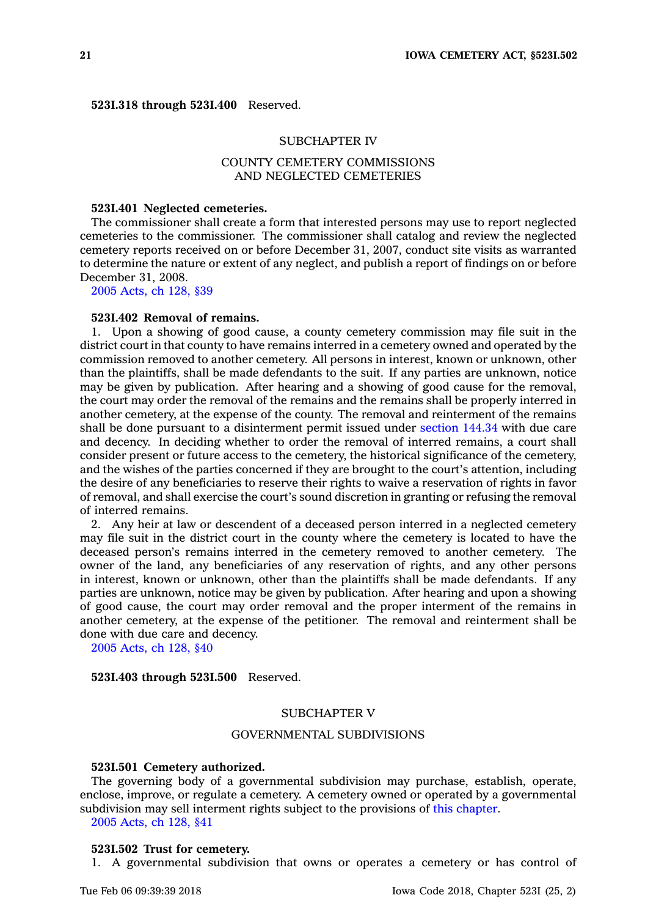**523I.318 through 523I.400** Reserved.

## SUBCHAPTER IV

## COUNTY CEMETERY COMMISSIONS AND NEGLECTED CEMETERIES

**523I.401 Neglected cemeteries.**

The commissioner shall create a form that interested persons may use to report neglected cemeteries to the commissioner. The commissioner shall catalog and review the neglected cemetery reports received on or before December 31, 2007, conduct site visits as warranted to determine the nature or extent of any neglect, and publish a report of findings on or before December 31, 2008.

2005 Acts, ch 128, §39

**523I.402 Removal of remains.**

1. Upon a showing of good cause, a county cemetery commission may file suit in the district court in that county to have remains interred in a cemetery owned and operated by the commission removed to another cemetery. All persons in interest, known or unknown, other than the plaintiffs, shall be made defendants to the suit. If any parties are unknown, notice may be given by publication. After hearing and a showing of good cause for the removal, the court may order the removal of the remains and the remains shall be properly interred in another cemetery, at the expense of the county. The removal and reinterment of the remains shall be done pursuant to a disinterment permit issued under section 144.34 with due care and decency. In deciding whether to order the removal of interred remains, a court shall consider present or future access to the cemetery, the historical significance of the cemetery, and the wishes of the parties concerned if they are brought to the court's attention, including the desire of any beneficiaries to reserve their rights to waive a reservation of rights in favor of removal, and shall exercise the court's sound discretion in granting or refusing the removal of interred remains.

2. Any heir at law or descendent of a deceased person interred in a neglected cemetery may file suit in the district court in the county where the cemetery is located to have the deceased person's remains interred in the cemetery removed to another cemetery. The owner of the land, any beneficiaries of any reservation of rights, and any other persons in interest, known or unknown, other than the plaintiffs shall be made defendants. If any parties are unknown, notice may be given by publication. After hearing and upon a showing of good cause, the court may order removal and the proper interment of the remains in another cemetery, at the expense of the petitioner. The removal and reinterment shall be done with due care and decency.

2005 Acts, ch 128, §40

**523I.403 through 523I.500** Reserved.

## SUBCHAPTER V

## GOVERNMENTAL SUBDIVISIONS

**523I.501 Cemetery authorized.**

The governing body of a governmental subdivision may purchase, establish, operate, enclose, improve, or regulate a cemetery. A cemetery owned or operated by a governmental subdivision may sell interment rights subject to the provisions of this chapter.

2005 Acts, ch 128, §41

**523I.502 Trust for cemetery.**

1. A governmental subdivision that owns or operates a cemetery or has control of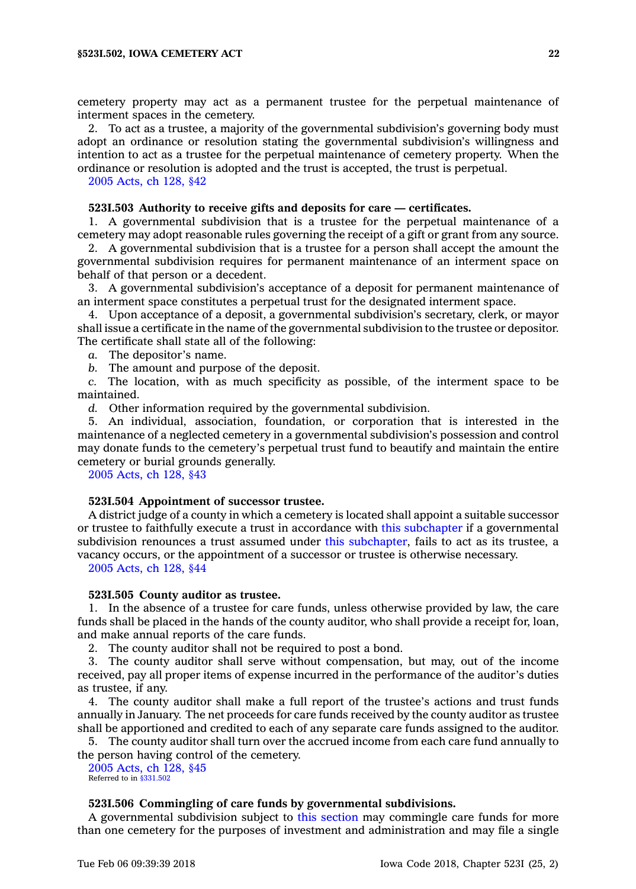cemetery property may act as a permanent trustee for the perpetual maintenance of interment spaces in the cemetery.

2. To act as a trustee, a majority of the governmental subdivision's governing body must adopt an ordinance or resolution stating the governmental subdivision's willingness and intention to act as a trustee for the perpetual maintenance of cemetery property. When the ordinance or resolution is adopted and the trust is accepted, the trust is perpetual.

2005 Acts, ch 128, §42

**523I.503 Authority to receive gifts and deposits for care — certificates.**

1. A governmental subdivision that is a trustee for the perpetual maintenance of a cemetery may adopt reasonable rules governing the receipt of a gift or grant from any source.

2. A governmental subdivision that is a trustee for a person shall accept the amount the governmental subdivision requires for permanent maintenance of an interment space on behalf of that person or a decedent.

3. A governmental subdivision's acceptance of a deposit for permanent maintenance of an interment space constitutes a perpetual trust for the designated interment space.

4. Upon acceptance of a deposit, a governmental subdivision's secretary, clerk, or mayor shall issue a certificate in the name of the governmental subdivision to the trustee or depositor. The certificate shall state all of the following:

*a.* The depositor's name.

*b.* The amount and purpose of the deposit.

*c.* The location, with as much specificity as possible, of the interment space to be maintained.

*d.* Other information required by the governmental subdivision.

5. An individual, association, foundation, or corporation that is interested in the maintenance of a neglected cemetery in a governmental subdivision's possession and control may donate funds to the cemetery's perpetual trust fund to beautify and maintain the entire cemetery or burial grounds generally.

2005 Acts, ch 128, §43

**523I.504 Appointment of successor trustee.**

A district judge of a county in which a cemetery is located shall appoint a suitable successor or trustee to faithfully execute a trust in accordance with this subchapter if a governmental subdivision renounces a trust assumed under this subchapter, fails to act as its trustee, a vacancy occurs, or the appointment of a successor or trustee is otherwise necessary.

2005 Acts, ch 128, §44

**523I.505 County auditor as trustee.**

1. In the absence of a trustee for care funds, unless otherwise provided by law, the care funds shall be placed in the hands of the county auditor, who shall provide a receipt for, loan, and make annual reports of the care funds.

2. The county auditor shall not be required to post a bond.

3. The county auditor shall serve without compensation, but may, out of the income received, pay all proper items of expense incurred in the performance of the auditor's duties as trustee, if any.

4. The county auditor shall make a full report of the trustee's actions and trust funds annually in January. The net proceeds for care funds received by the county auditor as trustee shall be apportioned and credited to each of any separate care funds assigned to the auditor.

5. The county auditor shall turn over the accrued income from each care fund annually to the person having control of the cemetery.

2005 Acts, ch 128, §45
Referred to in §331.502

**523I.506 Commingling of care funds by governmental subdivisions.**

A governmental subdivision subject to this section may commingle care funds for more than one cemetery for the purposes of investment and administration and may file a single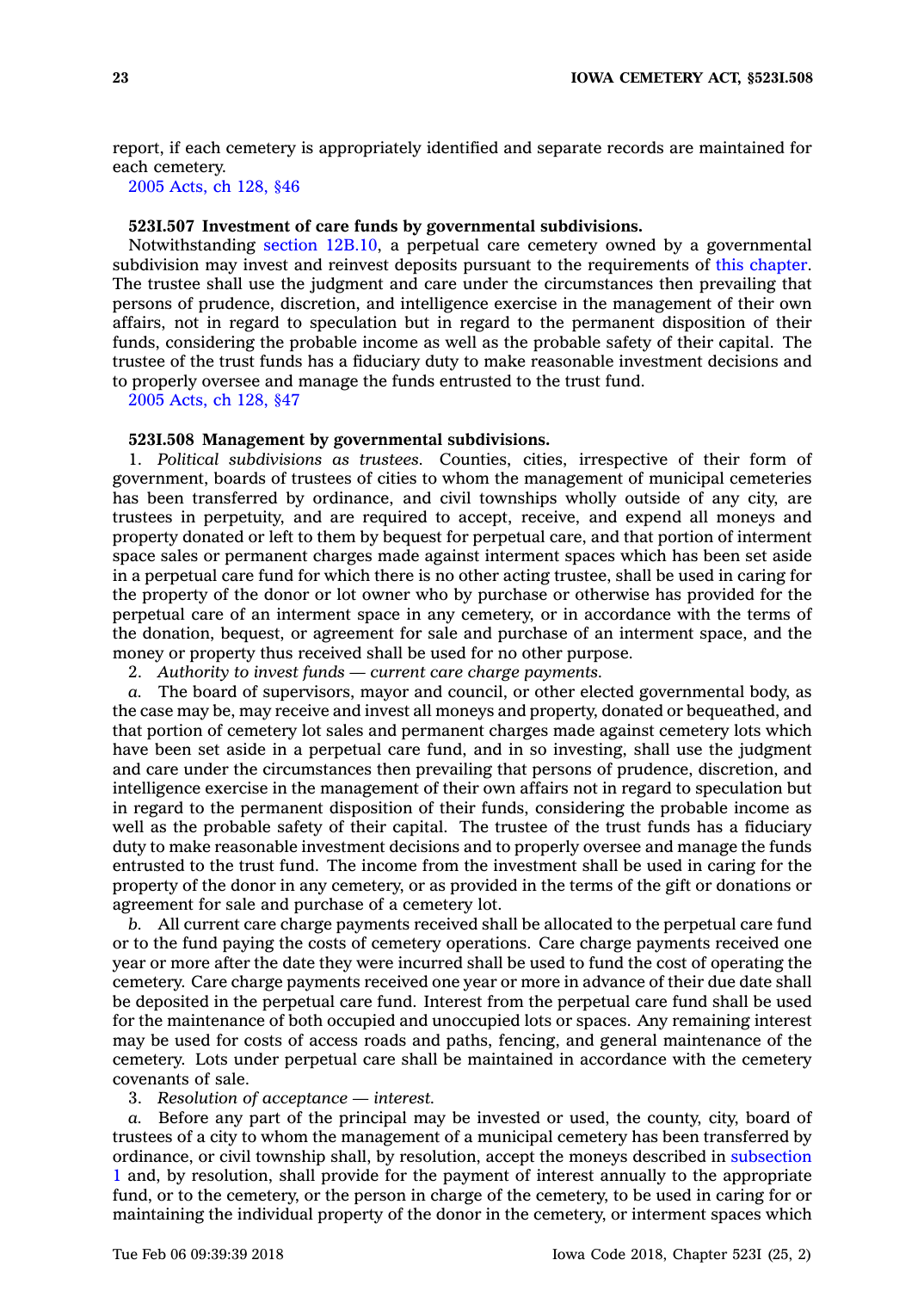report, if each cemetery is appropriately identified and separate records are maintained for each cemetery.

2005 Acts, ch 128, §46

**523I.507 Investment of care funds by governmental subdivisions.**

Notwithstanding section 12B.10, a perpetual care cemetery owned by a governmental subdivision may invest and reinvest deposits pursuant to the requirements of this chapter. The trustee shall use the judgment and care under the circumstances then prevailing that persons of prudence, discretion, and intelligence exercise in the management of their own affairs, not in regard to speculation but in regard to the permanent disposition of their funds, considering the probable income as well as the probable safety of their capital. The trustee of the trust funds has a fiduciary duty to make reasonable investment decisions and to properly oversee and manage the funds entrusted to the trust fund.

2005 Acts, ch 128, §47

**523I.508 Management by governmental subdivisions.**

1. *Political subdivisions as trustees.* Counties, cities, irrespective of their form of government, boards of trustees of cities to whom the management of municipal cemeteries has been transferred by ordinance, and civil townships wholly outside of any city, are trustees in perpetuity, and are required to accept, receive, and expend all moneys and property donated or left to them by bequest for perpetual care, and that portion of interment space sales or permanent charges made against interment spaces which has been set aside in a perpetual care fund for which there is no other acting trustee, shall be used in caring for the property of the donor or lot owner who by purchase or otherwise has provided for the perpetual care of an interment space in any cemetery, or in accordance with the terms of the donation, bequest, or agreement for sale and purchase of an interment space, and the money or property thus received shall be used for no other purpose.

2. *Authority to invest funds — current care charge payments.*

*a.* The board of supervisors, mayor and council, or other elected governmental body, as the case may be, may receive and invest all moneys and property, donated or bequeathed, and that portion of cemetery lot sales and permanent charges made against cemetery lots which have been set aside in a perpetual care fund, and in so investing, shall use the judgment and care under the circumstances then prevailing that persons of prudence, discretion, and intelligence exercise in the management of their own affairs not in regard to speculation but in regard to the permanent disposition of their funds, considering the probable income as well as the probable safety of their capital. The trustee of the trust funds has a fiduciary duty to make reasonable investment decisions and to properly oversee and manage the funds entrusted to the trust fund. The income from the investment shall be used in caring for the property of the donor in any cemetery, or as provided in the terms of the gift or donations or agreement for sale and purchase of a cemetery lot.

*b.* All current care charge payments received shall be allocated to the perpetual care fund or to the fund paying the costs of cemetery operations. Care charge payments received one year or more after the date they were incurred shall be used to fund the cost of operating the cemetery. Care charge payments received one year or more in advance of their due date shall be deposited in the perpetual care fund. Interest from the perpetual care fund shall be used for the maintenance of both occupied and unoccupied lots or spaces. Any remaining interest may be used for costs of access roads and paths, fencing, and general maintenance of the cemetery. Lots under perpetual care shall be maintained in accordance with the cemetery covenants of sale.

3. *Resolution of acceptance — interest.*

*a.* Before any part of the principal may be invested or used, the county, city, board of trustees of a city to whom the management of a municipal cemetery has been transferred by ordinance, or civil township shall, by resolution, accept the moneys described in subsection 1 and, by resolution, shall provide for the payment of interest annually to the appropriate fund, or to the cemetery, or the person in charge of the cemetery, to be used in caring for or maintaining the individual property of the donor in the cemetery, or interment spaces which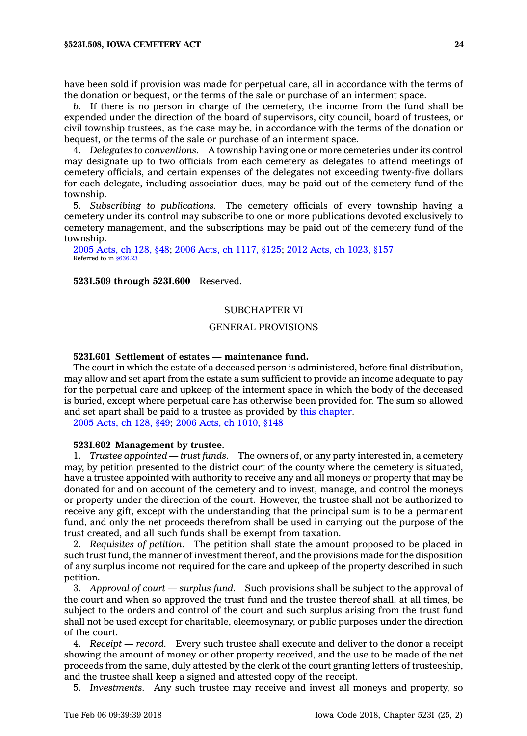have been sold if provision was made for perpetual care, all in accordance with the terms of the donation or bequest, or the terms of the sale or purchase of an interment space.

*b.* If there is no person in charge of the cemetery, the income from the fund shall be expended under the direction of the board of supervisors, city council, board of trustees, or civil township trustees, as the case may be, in accordance with the terms of the donation or bequest, or the terms of the sale or purchase of an interment space.

4. *Delegates to conventions.* A township having one or more cemeteries under its control may designate up to two officials from each cemetery as delegates to attend meetings of cemetery officials, and certain expenses of the delegates not exceeding twenty-five dollars for each delegate, including association dues, may be paid out of the cemetery fund of the township.

5. *Subscribing to publications.* The cemetery officials of every township having a cemetery under its control may subscribe to one or more publications devoted exclusively to cemetery management, and the subscriptions may be paid out of the cemetery fund of the township.

2005 Acts, ch 128, §48; 2006 Acts, ch 1117, §125; 2012 Acts, ch 1023, §157
Referred to in §636.23

**523I.509 through 523I.600** Reserved.

## SUBCHAPTER VI

## GENERAL PROVISIONS

**523I.601 Settlement of estates — maintenance fund.**

The court in which the estate of a deceased person is administered, before final distribution, may allow and set apart from the estate a sum sufficient to provide an income adequate to pay for the perpetual care and upkeep of the interment space in which the body of the deceased is buried, except where perpetual care has otherwise been provided for. The sum so allowed and set apart shall be paid to a trustee as provided by this chapter.

2005 Acts, ch 128, §49; 2006 Acts, ch 1010, §148

**523I.602 Management by trustee.**

1. *Trustee appointed — trust funds.* The owners of, or any party interested in, a cemetery may, by petition presented to the district court of the county where the cemetery is situated, have a trustee appointed with authority to receive any and all moneys or property that may be donated for and on account of the cemetery and to invest, manage, and control the moneys or property under the direction of the court. However, the trustee shall not be authorized to receive any gift, except with the understanding that the principal sum is to be a permanent fund, and only the net proceeds therefrom shall be used in carrying out the purpose of the trust created, and all such funds shall be exempt from taxation.

2. *Requisites of petition.* The petition shall state the amount proposed to be placed in such trust fund, the manner of investment thereof, and the provisions made for the disposition of any surplus income not required for the care and upkeep of the property described in such petition.

3. *Approval of court — surplus fund.* Such provisions shall be subject to the approval of the court and when so approved the trust fund and the trustee thereof shall, at all times, be subject to the orders and control of the court and such surplus arising from the trust fund shall not be used except for charitable, eleemosynary, or public purposes under the direction of the court.

4. *Receipt — record.* Every such trustee shall execute and deliver to the donor a receipt showing the amount of money or other property received, and the use to be made of the net proceeds from the same, duly attested by the clerk of the court granting letters of trusteeship, and the trustee shall keep a signed and attested copy of the receipt.

5. *Investments.* Any such trustee may receive and invest all moneys and property, so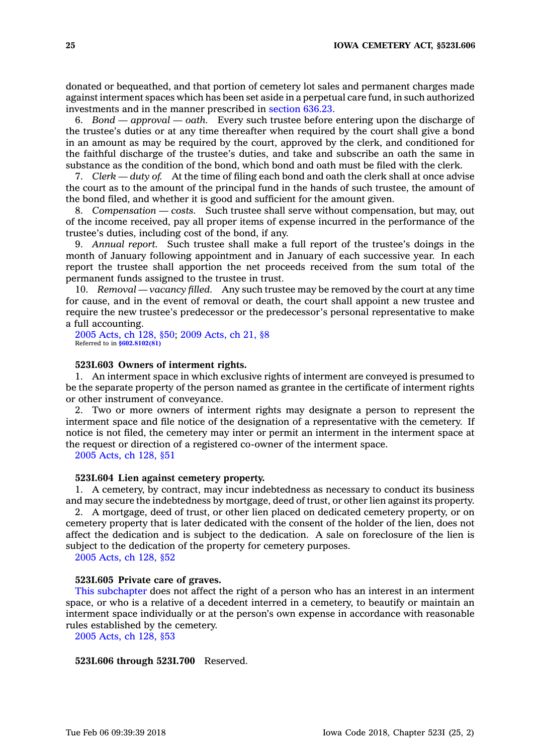donated or bequeathed, and that portion of cemetery lot sales and permanent charges made against interment spaces which has been set aside in a perpetual care fund, in such authorized investments and in the manner prescribed in section 636.23.

6. *Bond — approval — oath.* Every such trustee before entering upon the discharge of the trustee's duties or at any time thereafter when required by the court shall give a bond in an amount as may be required by the court, approved by the clerk, and conditioned for the faithful discharge of the trustee's duties, and take and subscribe an oath the same in substance as the condition of the bond, which bond and oath must be filed with the clerk.

7. *Clerk — duty of.* At the time of filing each bond and oath the clerk shall at once advise the court as to the amount of the principal fund in the hands of such trustee, the amount of the bond filed, and whether it is good and sufficient for the amount given.

8. *Compensation — costs.* Such trustee shall serve without compensation, but may, out of the income received, pay all proper items of expense incurred in the performance of the trustee's duties, including cost of the bond, if any.

9. *Annual report.* Such trustee shall make a full report of the trustee's doings in the month of January following appointment and in January of each successive year. In each report the trustee shall apportion the net proceeds received from the sum total of the permanent funds assigned to the trustee in trust.

10. *Removal — vacancy filled.* Any such trustee may be removed by the court at any time for cause, and in the event of removal or death, the court shall appoint a new trustee and require the new trustee's predecessor or the predecessor's personal representative to make a full accounting.

2005 Acts, ch 128, §50; 2009 Acts, ch 21, §8
Referred to in §602.8102(81)

**523I.603 Owners of interment rights.**

1. An interment space in which exclusive rights of interment are conveyed is presumed to be the separate property of the person named as grantee in the certificate of interment rights or other instrument of conveyance.

2. Two or more owners of interment rights may designate a person to represent the interment space and file notice of the designation of a representative with the cemetery. If notice is not filed, the cemetery may inter or permit an interment in the interment space at the request or direction of a registered co-owner of the interment space.

2005 Acts, ch 128, §51

**523I.604 Lien against cemetery property.**

1. A cemetery, by contract, may incur indebtedness as necessary to conduct its business and may secure the indebtedness by mortgage, deed of trust, or other lien against its property.

2. A mortgage, deed of trust, or other lien placed on dedicated cemetery property, or on cemetery property that is later dedicated with the consent of the holder of the lien, does not affect the dedication and is subject to the dedication. A sale on foreclosure of the lien is subject to the dedication of the property for cemetery purposes.

2005 Acts, ch 128, §52

**523I.605 Private care of graves.**

This subchapter does not affect the right of a person who has an interest in an interment space, or who is a relative of a decedent interred in a cemetery, to beautify or maintain an interment space individually or at the person's own expense in accordance with reasonable rules established by the cemetery.

2005 Acts, ch 128, §53

**523I.606 through 523I.700** Reserved.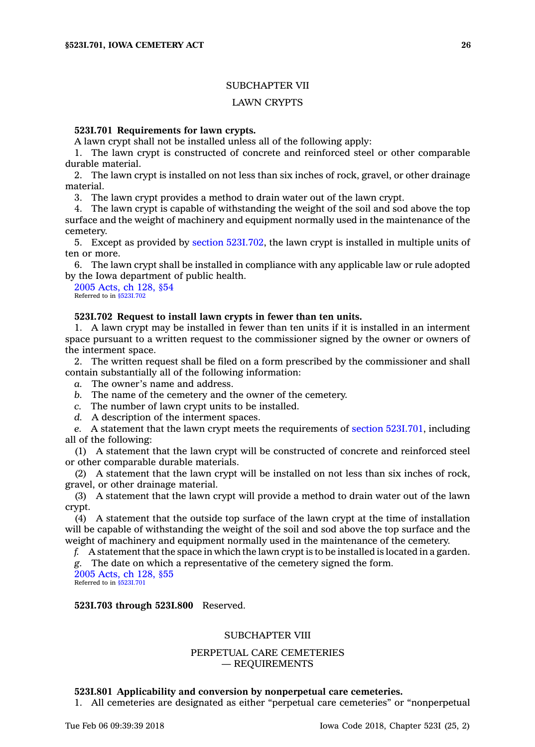## SUBCHAPTER VII

## LAWN CRYPTS

**523I.701 Requirements for lawn crypts.**

A lawn crypt shall not be installed unless all of the following apply:

1. The lawn crypt is constructed of concrete and reinforced steel or other comparable durable material.
2. The lawn crypt is installed on not less than six inches of rock, gravel, or other drainage material.
3. The lawn crypt provides a method to drain water out of the lawn crypt.
4. The lawn crypt is capable of withstanding the weight of the soil and sod above the top surface and the weight of machinery and equipment normally used in the maintenance of the cemetery.
5. Except as provided by section 523I.702, the lawn crypt is installed in multiple units of ten or more.
6. The lawn crypt shall be installed in compliance with any applicable law or rule adopted by the Iowa department of public health.

2005 Acts, ch 128, §54
Referred to in §523I.702

**523I.702 Request to install lawn crypts in fewer than ten units.**

1. A lawn crypt may be installed in fewer than ten units if it is installed in an interment space pursuant to a written request to the commissioner signed by the owner or owners of the interment space.
2. The written request shall be filed on a form prescribed by the commissioner and shall contain substantially all of the following information:

*a.* The owner's name and address.
*b.* The name of the cemetery and the owner of the cemetery.
*c.* The number of lawn crypt units to be installed.
*d.* A description of the interment spaces.
*e.* A statement that the lawn crypt meets the requirements of section 523I.701, including all of the following:

(1) A statement that the lawn crypt will be constructed of concrete and reinforced steel or other comparable durable materials.
(2) A statement that the lawn crypt will be installed on not less than six inches of rock, gravel, or other drainage material.
(3) A statement that the lawn crypt will provide a method to drain water out of the lawn crypt.
(4) A statement that the outside top surface of the lawn crypt at the time of installation will be capable of withstanding the weight of the soil and sod above the top surface and the weight of machinery and equipment normally used in the maintenance of the cemetery.

*f.* A statement that the space in which the lawn crypt is to be installed is located in a garden.
*g.* The date on which a representative of the cemetery signed the form.

2005 Acts, ch 128, §55
Referred to in §523I.701

**523I.703 through 523I.800** Reserved.

## SUBCHAPTER VIII

## PERPETUAL CARE CEMETERIES — REQUIREMENTS

**523I.801 Applicability and conversion by nonperpetual care cemeteries.**

1. All cemeteries are designated as either "perpetual care cemeteries" or "nonperpetual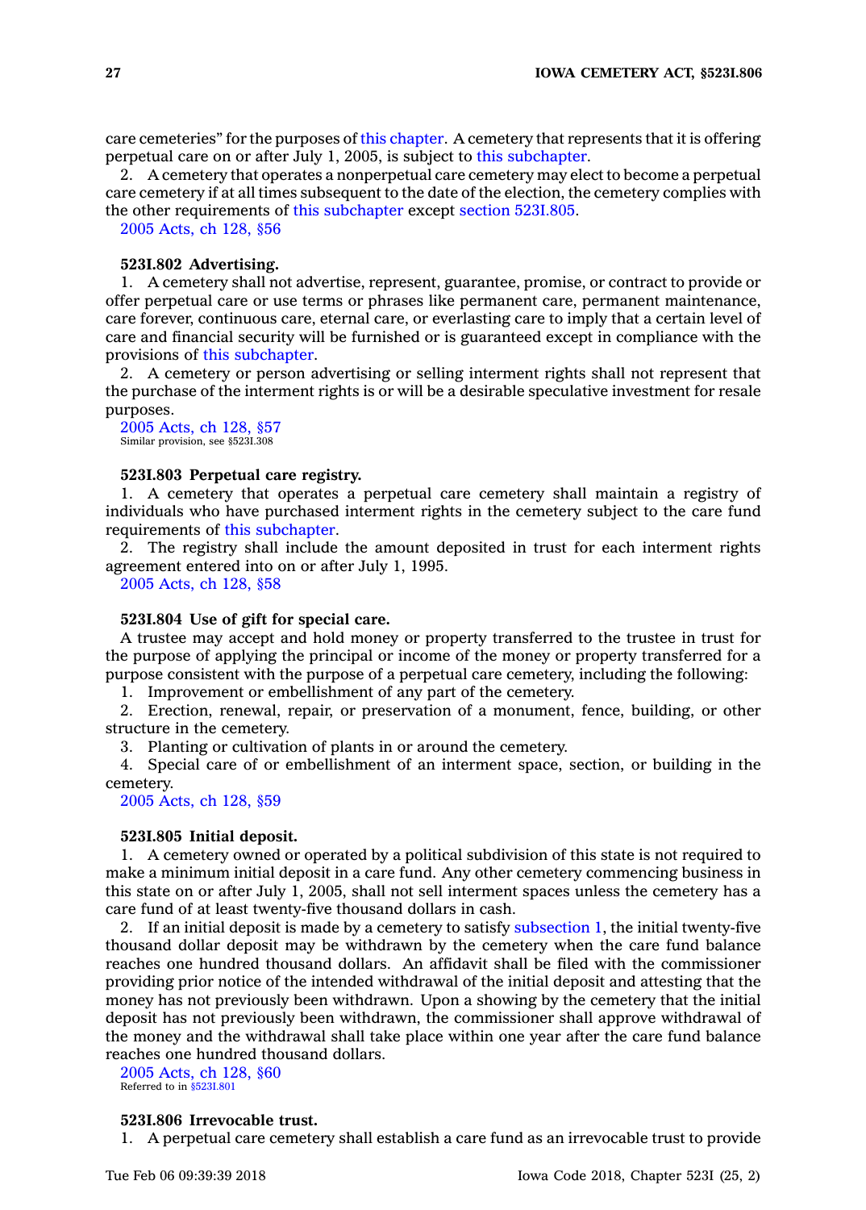care cemeteries" for the purposes of this chapter. A cemetery that represents that it is offering perpetual care on or after July 1, 2005, is subject to this subchapter.

2. A cemetery that operates a nonperpetual care cemetery may elect to become a perpetual care cemetery if at all times subsequent to the date of the election, the cemetery complies with the other requirements of this subchapter except section 523I.805.

2005 Acts, ch 128, §56

**523I.802 Advertising.**

1. A cemetery shall not advertise, represent, guarantee, promise, or contract to provide or offer perpetual care or use terms or phrases like permanent care, permanent maintenance, care forever, continuous care, eternal care, or everlasting care to imply that a certain level of care and financial security will be furnished or is guaranteed except in compliance with the provisions of this subchapter.

2. A cemetery or person advertising or selling interment rights shall not represent that the purchase of the interment rights is or will be a desirable speculative investment for resale purposes.

2005 Acts, ch 128, §57
Similar provision, see §523I.308

**523I.803 Perpetual care registry.**

1. A cemetery that operates a perpetual care cemetery shall maintain a registry of individuals who have purchased interment rights in the cemetery subject to the care fund requirements of this subchapter.

2. The registry shall include the amount deposited in trust for each interment rights agreement entered into on or after July 1, 1995.

2005 Acts, ch 128, §58

**523I.804 Use of gift for special care.**

A trustee may accept and hold money or property transferred to the trustee in trust for the purpose of applying the principal or income of the money or property transferred for a purpose consistent with the purpose of a perpetual care cemetery, including the following:

1. Improvement or embellishment of any part of the cemetery.
2. Erection, renewal, repair, or preservation of a monument, fence, building, or other structure in the cemetery.
3. Planting or cultivation of plants in or around the cemetery.
4. Special care of or embellishment of an interment space, section, or building in the cemetery.

2005 Acts, ch 128, §59

**523I.805 Initial deposit.**

1. A cemetery owned or operated by a political subdivision of this state is not required to make a minimum initial deposit in a care fund. Any other cemetery commencing business in this state on or after July 1, 2005, shall not sell interment spaces unless the cemetery has a care fund of at least twenty-five thousand dollars in cash.

2. If an initial deposit is made by a cemetery to satisfy subsection 1, the initial twenty-five thousand dollar deposit may be withdrawn by the cemetery when the care fund balance reaches one hundred thousand dollars. An affidavit shall be filed with the commissioner providing prior notice of the intended withdrawal of the initial deposit and attesting that the money has not previously been withdrawn. Upon a showing by the cemetery that the initial deposit has not previously been withdrawn, the commissioner shall approve withdrawal of the money and the withdrawal shall take place within one year after the care fund balance reaches one hundred thousand dollars.

2005 Acts, ch 128, §60
Referred to in §523I.801

**523I.806 Irrevocable trust.**

1. A perpetual care cemetery shall establish a care fund as an irrevocable trust to provide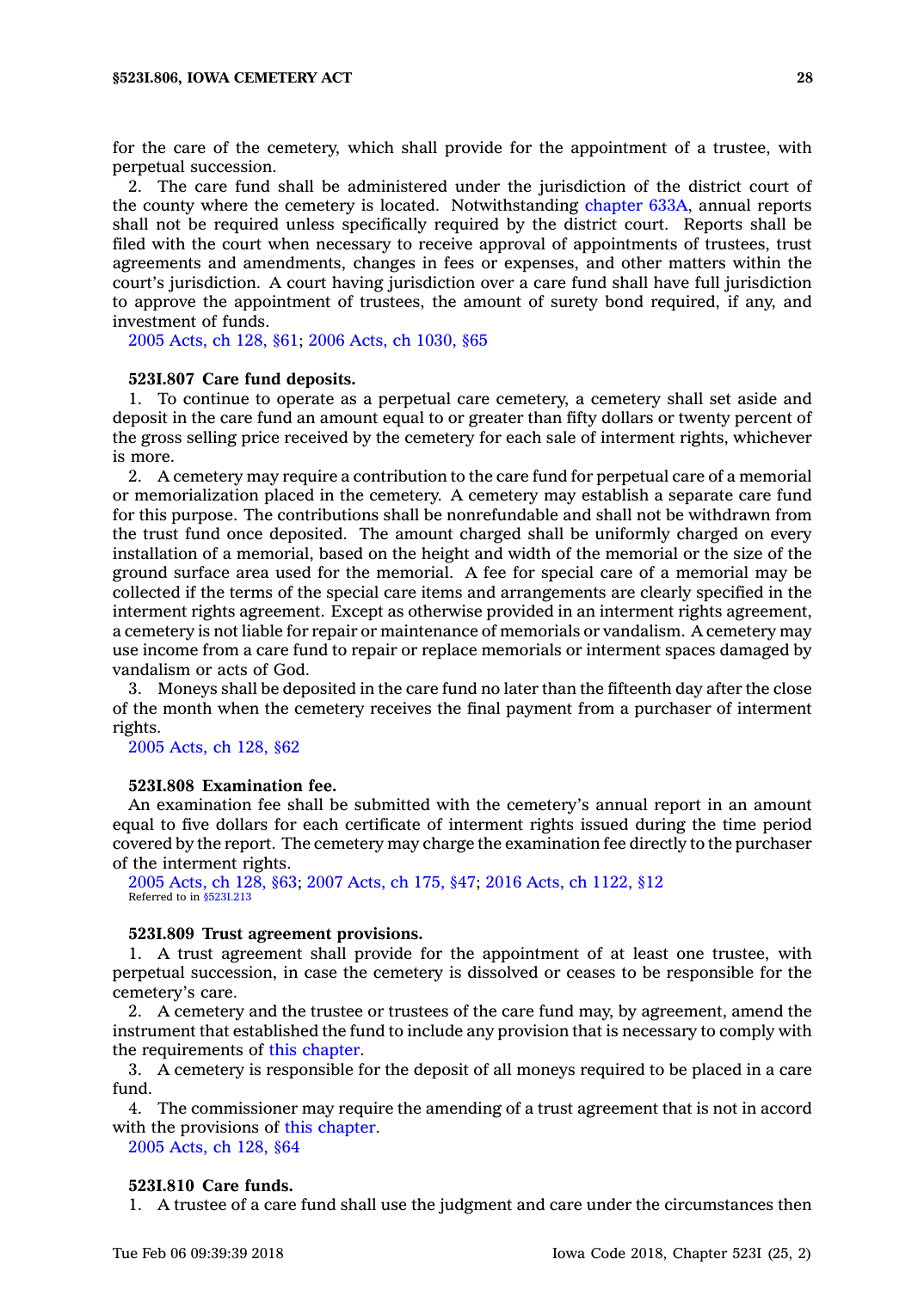for the care of the cemetery, which shall provide for the appointment of a trustee, with perpetual succession.

2. The care fund shall be administered under the jurisdiction of the district court of the county where the cemetery is located. Notwithstanding chapter 633A, annual reports shall not be required unless specifically required by the district court. Reports shall be filed with the court when necessary to receive approval of appointments of trustees, trust agreements and amendments, changes in fees or expenses, and other matters within the court's jurisdiction. A court having jurisdiction over a care fund shall have full jurisdiction to approve the appointment of trustees, the amount of surety bond required, if any, and investment of funds.

2005 Acts, ch 128, §61; 2006 Acts, ch 1030, §65

**523I.807 Care fund deposits.**

1. To continue to operate as a perpetual care cemetery, a cemetery shall set aside and deposit in the care fund an amount equal to or greater than fifty dollars or twenty percent of the gross selling price received by the cemetery for each sale of interment rights, whichever is more.

2. A cemetery may require a contribution to the care fund for perpetual care of a memorial or memorialization placed in the cemetery. A cemetery may establish a separate care fund for this purpose. The contributions shall be nonrefundable and shall not be withdrawn from the trust fund once deposited. The amount charged shall be uniformly charged on every installation of a memorial, based on the height and width of the memorial or the size of the ground surface area used for the memorial. A fee for special care of a memorial may be collected if the terms of the special care items and arrangements are clearly specified in the interment rights agreement. Except as otherwise provided in an interment rights agreement, a cemetery is not liable for repair or maintenance of memorials or vandalism. A cemetery may use income from a care fund to repair or replace memorials or interment spaces damaged by vandalism or acts of God.

3. Moneys shall be deposited in the care fund no later than the fifteenth day after the close of the month when the cemetery receives the final payment from a purchaser of interment rights.

2005 Acts, ch 128, §62

**523I.808 Examination fee.**

An examination fee shall be submitted with the cemetery's annual report in an amount equal to five dollars for each certificate of interment rights issued during the time period covered by the report. The cemetery may charge the examination fee directly to the purchaser of the interment rights.

2005 Acts, ch 128, §63; 2007 Acts, ch 175, §47; 2016 Acts, ch 1122, §12
Referred to in §523I.213

**523I.809 Trust agreement provisions.**

1. A trust agreement shall provide for the appointment of at least one trustee, with perpetual succession, in case the cemetery is dissolved or ceases to be responsible for the cemetery's care.

2. A cemetery and the trustee or trustees of the care fund may, by agreement, amend the instrument that established the fund to include any provision that is necessary to comply with the requirements of this chapter.

3. A cemetery is responsible for the deposit of all moneys required to be placed in a care fund.

4. The commissioner may require the amending of a trust agreement that is not in accord with the provisions of this chapter.

2005 Acts, ch 128, §64

**523I.810 Care funds.**

1. A trustee of a care fund shall use the judgment and care under the circumstances then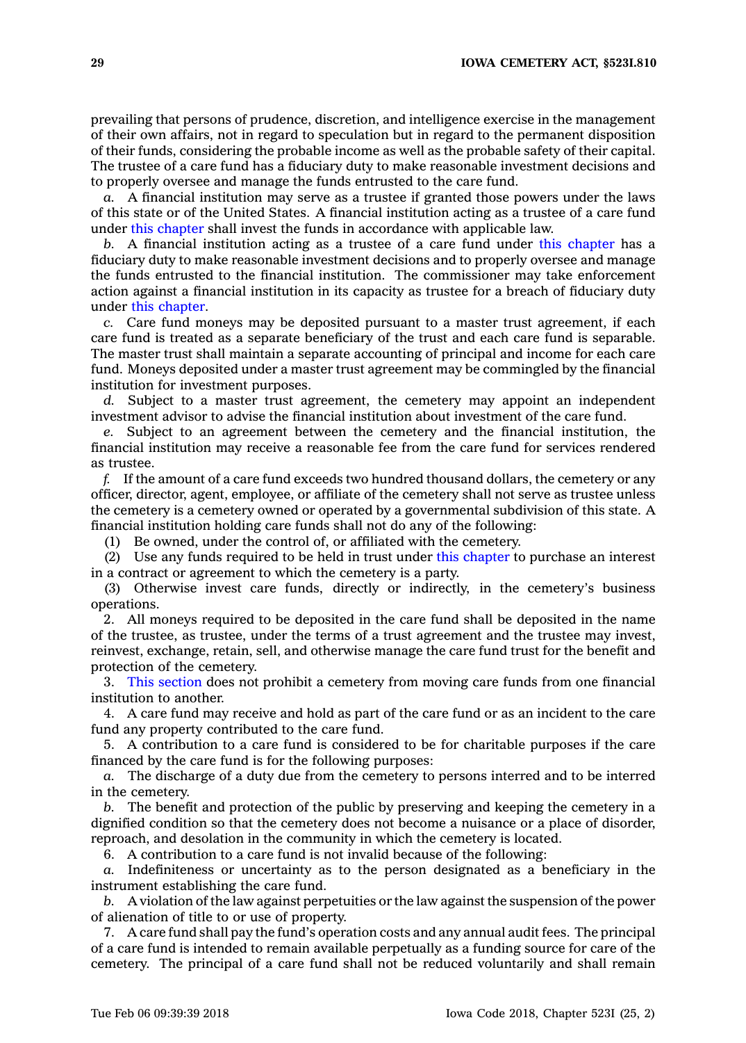prevailing that persons of prudence, discretion, and intelligence exercise in the management of their own affairs, not in regard to speculation but in regard to the permanent disposition of their funds, considering the probable income as well as the probable safety of their capital. The trustee of a care fund has a fiduciary duty to make reasonable investment decisions and to properly oversee and manage the funds entrusted to the care fund.

*a.* A financial institution may serve as a trustee if granted those powers under the laws of this state or of the United States. A financial institution acting as a trustee of a care fund under this chapter shall invest the funds in accordance with applicable law.

*b.* A financial institution acting as a trustee of a care fund under this chapter has a fiduciary duty to make reasonable investment decisions and to properly oversee and manage the funds entrusted to the financial institution. The commissioner may take enforcement action against a financial institution in its capacity as trustee for a breach of fiduciary duty under this chapter.

*c.* Care fund moneys may be deposited pursuant to a master trust agreement, if each care fund is treated as a separate beneficiary of the trust and each care fund is separable. The master trust shall maintain a separate accounting of principal and income for each care fund. Moneys deposited under a master trust agreement may be commingled by the financial institution for investment purposes.

*d.* Subject to a master trust agreement, the cemetery may appoint an independent investment advisor to advise the financial institution about investment of the care fund.

*e.* Subject to an agreement between the cemetery and the financial institution, the financial institution may receive a reasonable fee from the care fund for services rendered as trustee.

*f.* If the amount of a care fund exceeds two hundred thousand dollars, the cemetery or any officer, director, agent, employee, or affiliate of the cemetery shall not serve as trustee unless the cemetery is a cemetery owned or operated by a governmental subdivision of this state. A financial institution holding care funds shall not do any of the following:

(1) Be owned, under the control of, or affiliated with the cemetery.

(2) Use any funds required to be held in trust under this chapter to purchase an interest in a contract or agreement to which the cemetery is a party.

(3) Otherwise invest care funds, directly or indirectly, in the cemetery's business operations.

2. All moneys required to be deposited in the care fund shall be deposited in the name of the trustee, as trustee, under the terms of a trust agreement and the trustee may invest, reinvest, exchange, retain, sell, and otherwise manage the care fund trust for the benefit and protection of the cemetery.

3. This section does not prohibit a cemetery from moving care funds from one financial institution to another.

4. A care fund may receive and hold as part of the care fund or as an incident to the care fund any property contributed to the care fund.

5. A contribution to a care fund is considered to be for charitable purposes if the care financed by the care fund is for the following purposes:

*a.* The discharge of a duty due from the cemetery to persons interred and to be interred in the cemetery.

*b.* The benefit and protection of the public by preserving and keeping the cemetery in a dignified condition so that the cemetery does not become a nuisance or a place of disorder, reproach, and desolation in the community in which the cemetery is located.

6. A contribution to a care fund is not invalid because of the following:

*a.* Indefiniteness or uncertainty as to the person designated as a beneficiary in the instrument establishing the care fund.

*b.* A violation of the law against perpetuities or the law against the suspension of the power of alienation of title to or use of property.

7. A care fund shall pay the fund's operation costs and any annual audit fees. The principal of a care fund is intended to remain available perpetually as a funding source for care of the cemetery. The principal of a care fund shall not be reduced voluntarily and shall remain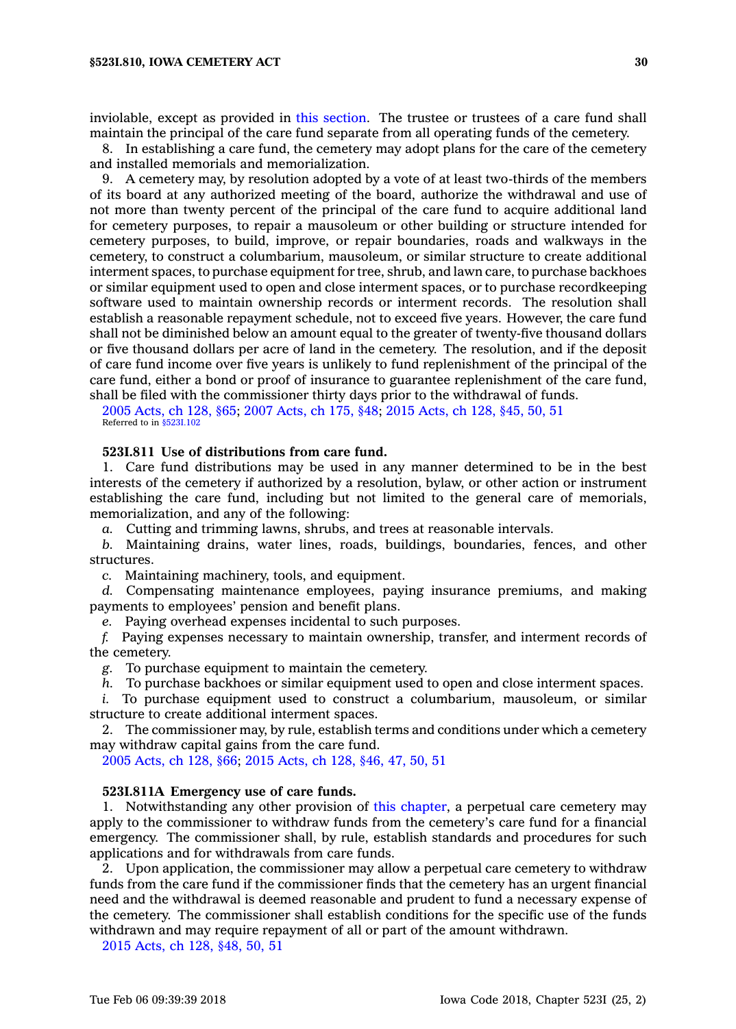inviolable, except as provided in this section. The trustee or trustees of a care fund shall maintain the principal of the care fund separate from all operating funds of the cemetery.

8. In establishing a care fund, the cemetery may adopt plans for the care of the cemetery and installed memorials and memorialization.

9. A cemetery may, by resolution adopted by a vote of at least two-thirds of the members of its board at any authorized meeting of the board, authorize the withdrawal and use of not more than twenty percent of the principal of the care fund to acquire additional land for cemetery purposes, to repair a mausoleum or other building or structure intended for cemetery purposes, to build, improve, or repair boundaries, roads and walkways in the cemetery, to construct a columbarium, mausoleum, or similar structure to create additional interment spaces, to purchase equipment for tree, shrub, and lawn care, to purchase backhoes or similar equipment used to open and close interment spaces, or to purchase recordkeeping software used to maintain ownership records or interment records. The resolution shall establish a reasonable repayment schedule, not to exceed five years. However, the care fund shall not be diminished below an amount equal to the greater of twenty-five thousand dollars or five thousand dollars per acre of land in the cemetery. The resolution, and if the deposit of care fund income over five years is unlikely to fund replenishment of the principal of the care fund, either a bond or proof of insurance to guarantee replenishment of the care fund, shall be filed with the commissioner thirty days prior to the withdrawal of funds.

2005 Acts, ch 128, §65; 2007 Acts, ch 175, §48; 2015 Acts, ch 128, §45, 50, 51
Referred to in §523I.102

### 523I.811 Use of distributions from care fund.

1. Care fund distributions may be used in any manner determined to be in the best interests of the cemetery if authorized by a resolution, bylaw, or other action or instrument establishing the care fund, including but not limited to the general care of memorials, memorialization, and any of the following:

*a.* Cutting and trimming lawns, shrubs, and trees at reasonable intervals.

*b.* Maintaining drains, water lines, roads, buildings, boundaries, fences, and other structures.

*c.* Maintaining machinery, tools, and equipment.

*d.* Compensating maintenance employees, paying insurance premiums, and making payments to employees' pension and benefit plans.

*e.* Paying overhead expenses incidental to such purposes.

*f.* Paying expenses necessary to maintain ownership, transfer, and interment records of the cemetery.

*g.* To purchase equipment to maintain the cemetery.

*h.* To purchase backhoes or similar equipment used to open and close interment spaces.

*i.* To purchase equipment used to construct a columbarium, mausoleum, or similar structure to create additional interment spaces.

2. The commissioner may, by rule, establish terms and conditions under which a cemetery may withdraw capital gains from the care fund.

2005 Acts, ch 128, §66; 2015 Acts, ch 128, §46, 47, 50, 51

### 523I.811A Emergency use of care funds.

1. Notwithstanding any other provision of this chapter, a perpetual care cemetery may apply to the commissioner to withdraw funds from the cemetery's care fund for a financial emergency. The commissioner shall, by rule, establish standards and procedures for such applications and for withdrawals from care funds.

2. Upon application, the commissioner may allow a perpetual care cemetery to withdraw funds from the care fund if the commissioner finds that the cemetery has an urgent financial need and the withdrawal is deemed reasonable and prudent to fund a necessary expense of the cemetery. The commissioner shall establish conditions for the specific use of the funds withdrawn and may require repayment of all or part of the amount withdrawn.

2015 Acts, ch 128, §48, 50, 51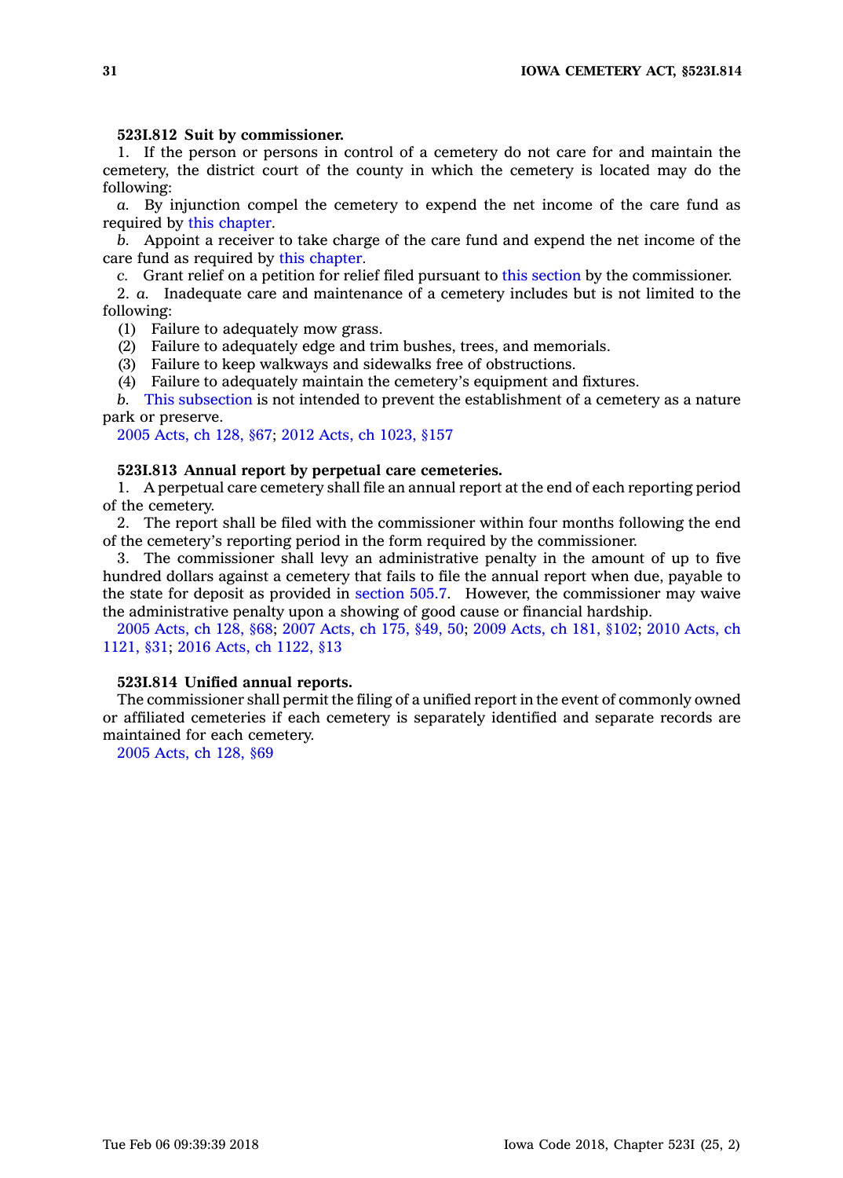**523I.812 Suit by commissioner.**

1. If the person or persons in control of a cemetery do not care for and maintain the cemetery, the district court of the county in which the cemetery is located may do the following:

*a.* By injunction compel the cemetery to expend the net income of the care fund as required by this chapter.

*b.* Appoint a receiver to take charge of the care fund and expend the net income of the care fund as required by this chapter.

*c.* Grant relief on a petition for relief filed pursuant to this section by the commissioner.

2. *a.* Inadequate care and maintenance of a cemetery includes but is not limited to the following:

(1) Failure to adequately mow grass.

(2) Failure to adequately edge and trim bushes, trees, and memorials.

(3) Failure to keep walkways and sidewalks free of obstructions.

(4) Failure to adequately maintain the cemetery's equipment and fixtures.

*b.* This subsection is not intended to prevent the establishment of a cemetery as a nature park or preserve.

2005 Acts, ch 128, §67; 2012 Acts, ch 1023, §157

**523I.813 Annual report by perpetual care cemeteries.**

1. A perpetual care cemetery shall file an annual report at the end of each reporting period of the cemetery.

2. The report shall be filed with the commissioner within four months following the end of the cemetery's reporting period in the form required by the commissioner.

3. The commissioner shall levy an administrative penalty in the amount of up to five hundred dollars against a cemetery that fails to file the annual report when due, payable to the state for deposit as provided in section 505.7. However, the commissioner may waive the administrative penalty upon a showing of good cause or financial hardship.

2005 Acts, ch 128, §68; 2007 Acts, ch 175, §49, 50; 2009 Acts, ch 181, §102; 2010 Acts, ch 1121, §31; 2016 Acts, ch 1122, §13

**523I.814 Unified annual reports.**

The commissioner shall permit the filing of a unified report in the event of commonly owned or affiliated cemeteries if each cemetery is separately identified and separate records are maintained for each cemetery.

2005 Acts, ch 128, §69